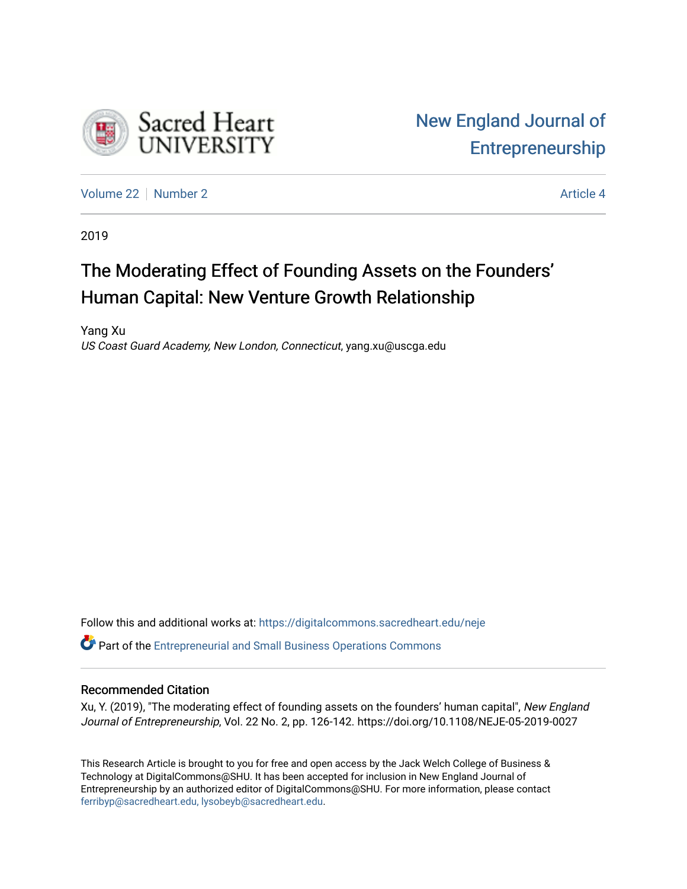Sacred Heart UNIVERSITY

# New England Journal of Entrepreneurship

Volume 22 | Number 2 | Article 4

2019

# The Moderating Effect of Founding Assets on the Founders' Human Capital: New Venture Growth Relationship

Yang Xu
*US Coast Guard Academy, New London, Connecticut*, yang.xu@uscga.edu

Follow this and additional works at: https://digitalcommons.sacredheart.edu/neje

Part of the Entrepreneurial and Small Business Operations Commons

## Recommended Citation

Xu, Y. (2019), "The moderating effect of founding assets on the founders' human capital", *New England Journal of Entrepreneurship*, Vol. 22 No. 2, pp. 126-142. https://doi.org/10.1108/NEJE-05-2019-0027

This Research Article is brought to you for free and open access by the Jack Welch College of Business & Technology at DigitalCommons@SHU. It has been accepted for inclusion in New England Journal of Entrepreneurship by an authorized editor of DigitalCommons@SHU. For more information, please contact ferribyp@sacredheart.edu, lysobeyb@sacredheart.edu.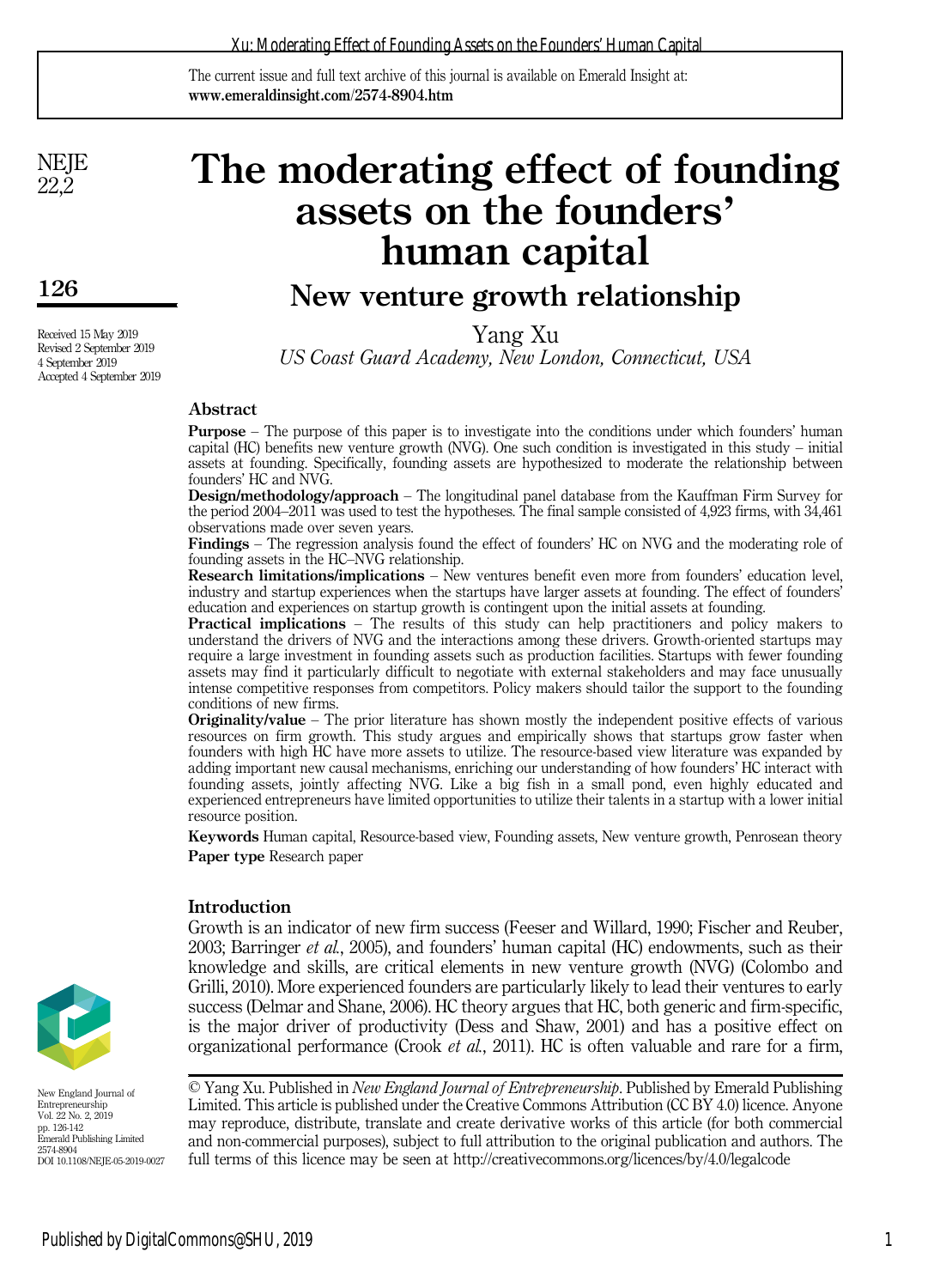# The moderating effect of founding assets on the founders' human capital

## New venture growth relationship

Yang Xu

*US Coast Guard Academy, New London, Connecticut, USA*

Received 15 May 2019
Revised 2 September 2019
4 September 2019
Accepted 4 September 2019

### Abstract

**Purpose** – The purpose of this paper is to investigate into the conditions under which founders' human capital (HC) benefits new venture growth (NVG). One such condition is investigated in this study – initial assets at founding. Specifically, founding assets are hypothesized to moderate the relationship between founders' HC and NVG.

**Design/methodology/approach** – The longitudinal panel database from the Kauffman Firm Survey for the period 2004–2011 was used to test the hypotheses. The final sample consisted of 4,923 firms, with 34,461 observations made over seven years.

**Findings** – The regression analysis found the effect of founders' HC on NVG and the moderating role of founding assets in the HC–NVG relationship.

**Research limitations/implications** – New ventures benefit even more from founders' education level, industry and startup experiences when the startups have larger assets at founding. The effect of founders' education and experiences on startup growth is contingent upon the initial assets at founding.

**Practical implications** – The results of this study can help practitioners and policy makers to understand the drivers of NVG and the interactions among these drivers. Growth-oriented startups may require a large investment in founding assets such as production facilities. Startups with fewer founding assets may find it particularly difficult to negotiate with external stakeholders and may face unusually intense competitive responses from competitors. Policy makers should tailor the support to the founding conditions of new firms.

**Originality/value** – The prior literature has shown mostly the independent positive effects of various resources on firm growth. This study argues and empirically shows that startups grow faster when founders with high HC have more assets to utilize. The resource-based view literature was expanded by adding important new causal mechanisms, enriching our understanding of how founders' HC interact with founding assets, jointly affecting NVG. Like a big fish in a small pond, even highly educated and experienced entrepreneurs have limited opportunities to utilize their talents in a startup with a lower initial resource position.

**Keywords** Human capital, Resource-based view, Founding assets, New venture growth, Penrosean theory

**Paper type** Research paper

### Introduction

Growth is an indicator of new firm success (Feeser and Willard, 1990; Fischer and Reuber, 2003; Barringer *et al.*, 2005), and founders' human capital (HC) endowments, such as their knowledge and skills, are critical elements in new venture growth (NVG) (Colombo and Grilli, 2010). More experienced founders are particularly likely to lead their ventures to early success (Delmar and Shane, 2006). HC theory argues that HC, both generic and firm-specific, is the major driver of productivity (Dess and Shaw, 2001) and has a positive effect on organizational performance (Crook *et al.*, 2011). HC is often valuable and rare for a firm,

© Yang Xu. Published in *New England Journal of Entrepreneurship*. Published by Emerald Publishing Limited. This article is published under the Creative Commons Attribution (CC BY 4.0) licence. Anyone may reproduce, distribute, translate and create derivative works of this article (for both commercial and non-commercial purposes), subject to full attribution to the original publication and authors. The full terms of this licence may be seen at http://creativecommons.org/licences/by/4.0/legalcode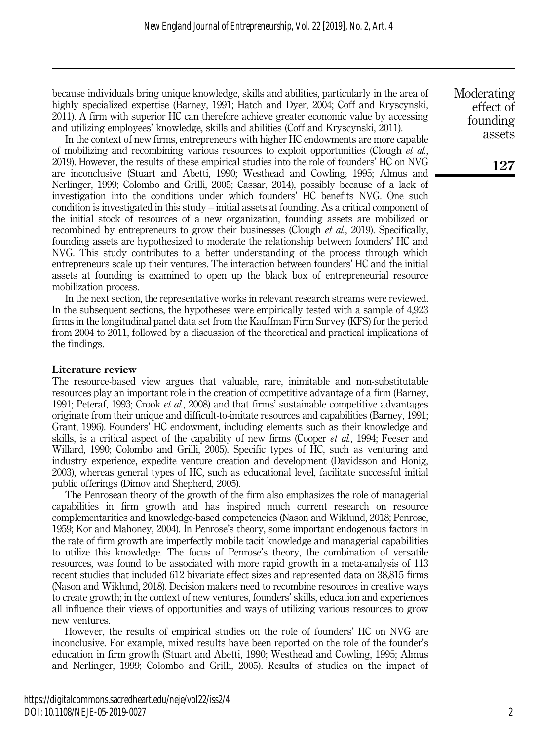because individuals bring unique knowledge, skills and abilities, particularly in the area of highly specialized expertise (Barney, 1991; Hatch and Dyer, 2004; Coff and Kryscynski, 2011). A firm with superior HC can therefore achieve greater economic value by accessing and utilizing employees' knowledge, skills and abilities (Coff and Kryscynski, 2011).

In the context of new firms, entrepreneurs with higher HC endowments are more capable of mobilizing and recombining various resources to exploit opportunities (Clough *et al.*, 2019). However, the results of these empirical studies into the role of founders' HC on NVG are inconclusive (Stuart and Abetti, 1990; Westhead and Cowling, 1995; Almus and Nerlinger, 1999; Colombo and Grilli, 2005; Cassar, 2014), possibly because of a lack of investigation into the conditions under which founders' HC benefits NVG. One such condition is investigated in this study – initial assets at founding. As a critical component of the initial stock of resources of a new organization, founding assets are mobilized or recombined by entrepreneurs to grow their businesses (Clough *et al.*, 2019). Specifically, founding assets are hypothesized to moderate the relationship between founders' HC and NVG. This study contributes to a better understanding of the process through which entrepreneurs scale up their ventures. The interaction between founders' HC and the initial assets at founding is examined to open up the black box of entrepreneurial resource mobilization process.

In the next section, the representative works in relevant research streams were reviewed. In the subsequent sections, the hypotheses were empirically tested with a sample of 4,923 firms in the longitudinal panel data set from the Kauffman Firm Survey (KFS) for the period from 2004 to 2011, followed by a discussion of the theoretical and practical implications of the findings.

## Literature review

The resource-based view argues that valuable, rare, inimitable and non-substitutable resources play an important role in the creation of competitive advantage of a firm (Barney, 1991; Peteraf, 1993; Crook *et al.*, 2008) and that firms' sustainable competitive advantages originate from their unique and difficult-to-imitate resources and capabilities (Barney, 1991; Grant, 1996). Founders' HC endowment, including elements such as their knowledge and skills, is a critical aspect of the capability of new firms (Cooper *et al.*, 1994; Feeser and Willard, 1990; Colombo and Grilli, 2005). Specific types of HC, such as venturing and industry experience, expedite venture creation and development (Davidsson and Honig, 2003), whereas general types of HC, such as educational level, facilitate successful initial public offerings (Dimov and Shepherd, 2005).

The Penrosean theory of the growth of the firm also emphasizes the role of managerial capabilities in firm growth and has inspired much current research on resource complementarities and knowledge-based competencies (Nason and Wiklund, 2018; Penrose, 1959; Kor and Mahoney, 2004). In Penrose's theory, some important endogenous factors in the rate of firm growth are imperfectly mobile tacit knowledge and managerial capabilities to utilize this knowledge. The focus of Penrose's theory, the combination of versatile resources, was found to be associated with more rapid growth in a meta-analysis of 113 recent studies that included 612 bivariate effect sizes and represented data on 38,815 firms (Nason and Wiklund, 2018). Decision makers need to recombine resources in creative ways to create growth; in the context of new ventures, founders' skills, education and experiences all influence their views of opportunities and ways of utilizing various resources to grow new ventures.

However, the results of empirical studies on the role of founders' HC on NVG are inconclusive. For example, mixed results have been reported on the role of the founder's education in firm growth (Stuart and Abetti, 1990; Westhead and Cowling, 1995; Almus and Nerlinger, 1999; Colombo and Grilli, 2005). Results of studies on the impact of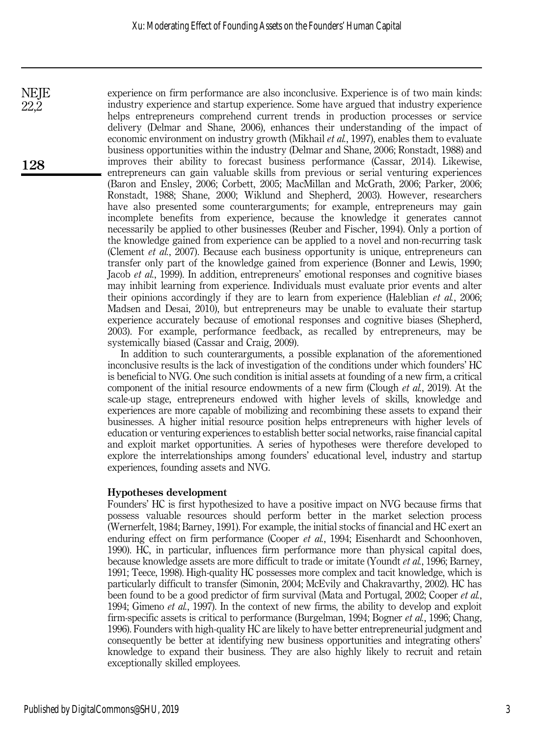experience on firm performance are also inconclusive. Experience is of two main kinds: industry experience and startup experience. Some have argued that industry experience helps entrepreneurs comprehend current trends in production processes or service delivery (Delmar and Shane, 2006), enhances their understanding of the impact of economic environment on industry growth (Mikhail *et al.*, 1997), enables them to evaluate business opportunities within the industry (Delmar and Shane, 2006; Ronstadt, 1988) and improves their ability to forecast business performance (Cassar, 2014). Likewise, entrepreneurs can gain valuable skills from previous or serial venturing experiences (Baron and Ensley, 2006; Corbett, 2005; MacMillan and McGrath, 2006; Parker, 2006; Ronstadt, 1988; Shane, 2000; Wiklund and Shepherd, 2003). However, researchers have also presented some counterarguments; for example, entrepreneurs may gain incomplete benefits from experience, because the knowledge it generates cannot necessarily be applied to other businesses (Reuber and Fischer, 1994). Only a portion of the knowledge gained from experience can be applied to a novel and non-recurring task (Clement *et al.*, 2007). Because each business opportunity is unique, entrepreneurs can transfer only part of the knowledge gained from experience (Bonner and Lewis, 1990; Jacob *et al.*, 1999). In addition, entrepreneurs' emotional responses and cognitive biases may inhibit learning from experience. Individuals must evaluate prior events and alter their opinions accordingly if they are to learn from experience (Haleblian *et al.*, 2006; Madsen and Desai, 2010), but entrepreneurs may be unable to evaluate their startup experience accurately because of emotional responses and cognitive biases (Shepherd, 2003). For example, performance feedback, as recalled by entrepreneurs, may be systemically biased (Cassar and Craig, 2009).

In addition to such counterarguments, a possible explanation of the aforementioned inconclusive results is the lack of investigation of the conditions under which founders' HC is beneficial to NVG. One such condition is initial assets at founding of a new firm, a critical component of the initial resource endowments of a new firm (Clough *et al.*, 2019). At the scale-up stage, entrepreneurs endowed with higher levels of skills, knowledge and experiences are more capable of mobilizing and recombining these assets to expand their businesses. A higher initial resource position helps entrepreneurs with higher levels of education or venturing experiences to establish better social networks, raise financial capital and exploit market opportunities. A series of hypotheses were therefore developed to explore the interrelationships among founders' educational level, industry and startup experiences, founding assets and NVG.

## Hypotheses development

Founders' HC is first hypothesized to have a positive impact on NVG because firms that possess valuable resources should perform better in the market selection process (Wernerfelt, 1984; Barney, 1991). For example, the initial stocks of financial and HC exert an enduring effect on firm performance (Cooper *et al.*, 1994; Eisenhardt and Schoonhoven, 1990). HC, in particular, influences firm performance more than physical capital does, because knowledge assets are more difficult to trade or imitate (Youndt *et al.*, 1996; Barney, 1991; Teece, 1998). High-quality HC possesses more complex and tacit knowledge, which is particularly difficult to transfer (Simonin, 2004; McEvily and Chakravarthy, 2002). HC has been found to be a good predictor of firm survival (Mata and Portugal, 2002; Cooper *et al.*, 1994; Gimeno *et al.*, 1997). In the context of new firms, the ability to develop and exploit firm-specific assets is critical to performance (Burgelman, 1994; Bogner *et al.*, 1996; Chang, 1996). Founders with high-quality HC are likely to have better entrepreneurial judgment and consequently be better at identifying new business opportunities and integrating others' knowledge to expand their business. They are also highly likely to recruit and retain exceptionally skilled employees.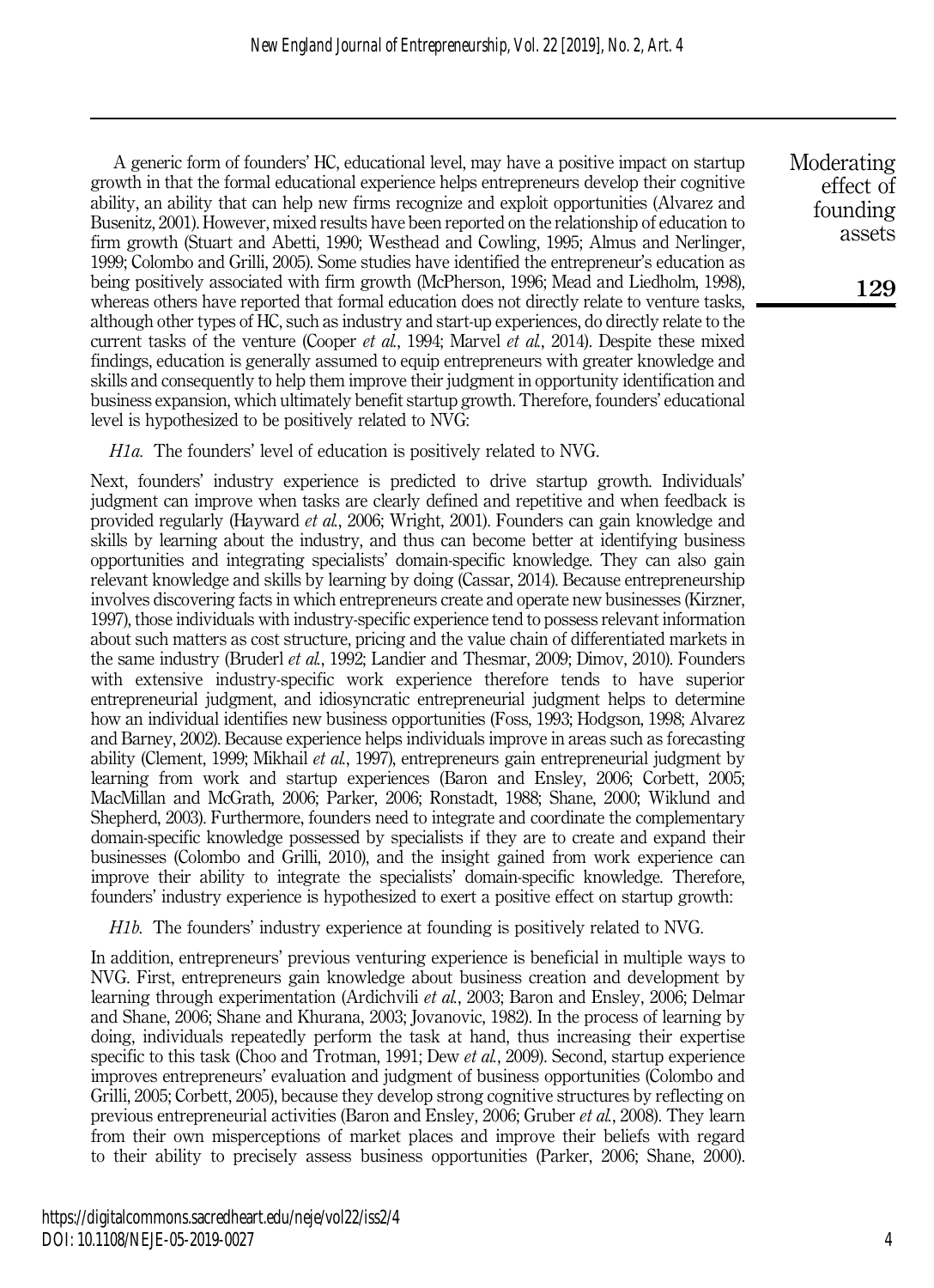A generic form of founders' HC, educational level, may have a positive impact on startup growth in that the formal educational experience helps entrepreneurs develop their cognitive ability, an ability that can help new firms recognize and exploit opportunities (Alvarez and Busenitz, 2001). However, mixed results have been reported on the relationship of education to firm growth (Stuart and Abetti, 1990; Westhead and Cowling, 1995; Almus and Nerlinger, 1999; Colombo and Grilli, 2005). Some studies have identified the entrepreneur's education as being positively associated with firm growth (McPherson, 1996; Mead and Liedholm, 1998), whereas others have reported that formal education does not directly relate to venture tasks, although other types of HC, such as industry and start-up experiences, do directly relate to the current tasks of the venture (Cooper *et al.*, 1994; Marvel *et al.*, 2014). Despite these mixed findings, education is generally assumed to equip entrepreneurs with greater knowledge and skills and consequently to help them improve their judgment in opportunity identification and business expansion, which ultimately benefit startup growth. Therefore, founders' educational level is hypothesized to be positively related to NVG:

*H1a.* The founders' level of education is positively related to NVG.

Next, founders' industry experience is predicted to drive startup growth. Individuals' judgment can improve when tasks are clearly defined and repetitive and when feedback is provided regularly (Hayward *et al.*, 2006; Wright, 2001). Founders can gain knowledge and skills by learning about the industry, and thus can become better at identifying business opportunities and integrating specialists' domain-specific knowledge. They can also gain relevant knowledge and skills by learning by doing (Cassar, 2014). Because entrepreneurship involves discovering facts in which entrepreneurs create and operate new businesses (Kirzner, 1997), those individuals with industry-specific experience tend to possess relevant information about such matters as cost structure, pricing and the value chain of differentiated markets in the same industry (Bruderl *et al.*, 1992; Landier and Thesmar, 2009; Dimov, 2010). Founders with extensive industry-specific work experience therefore tends to have superior entrepreneurial judgment, and idiosyncratic entrepreneurial judgment helps to determine how an individual identifies new business opportunities (Foss, 1993; Hodgson, 1998; Alvarez and Barney, 2002). Because experience helps individuals improve in areas such as forecasting ability (Clement, 1999; Mikhail *et al.*, 1997), entrepreneurs gain entrepreneurial judgment by learning from work and startup experiences (Baron and Ensley, 2006; Corbett, 2005; MacMillan and McGrath, 2006; Parker, 2006; Ronstadt, 1988; Shane, 2000; Wiklund and Shepherd, 2003). Furthermore, founders need to integrate and coordinate the complementary domain-specific knowledge possessed by specialists if they are to create and expand their businesses (Colombo and Grilli, 2010), and the insight gained from work experience can improve their ability to integrate the specialists' domain-specific knowledge. Therefore, founders' industry experience is hypothesized to exert a positive effect on startup growth:

*H1b.* The founders' industry experience at founding is positively related to NVG.

In addition, entrepreneurs' previous venturing experience is beneficial in multiple ways to NVG. First, entrepreneurs gain knowledge about business creation and development by learning through experimentation (Ardichvili *et al.*, 2003; Baron and Ensley, 2006; Delmar and Shane, 2006; Shane and Khurana, 2003; Jovanovic, 1982). In the process of learning by doing, individuals repeatedly perform the task at hand, thus increasing their expertise specific to this task (Choo and Trotman, 1991; Dew *et al.*, 2009). Second, startup experience improves entrepreneurs' evaluation and judgment of business opportunities (Colombo and Grilli, 2005; Corbett, 2005), because they develop strong cognitive structures by reflecting on previous entrepreneurial activities (Baron and Ensley, 2006; Gruber *et al.*, 2008). They learn from their own misperceptions of market places and improve their beliefs with regard to their ability to precisely assess business opportunities (Parker, 2006; Shane, 2000).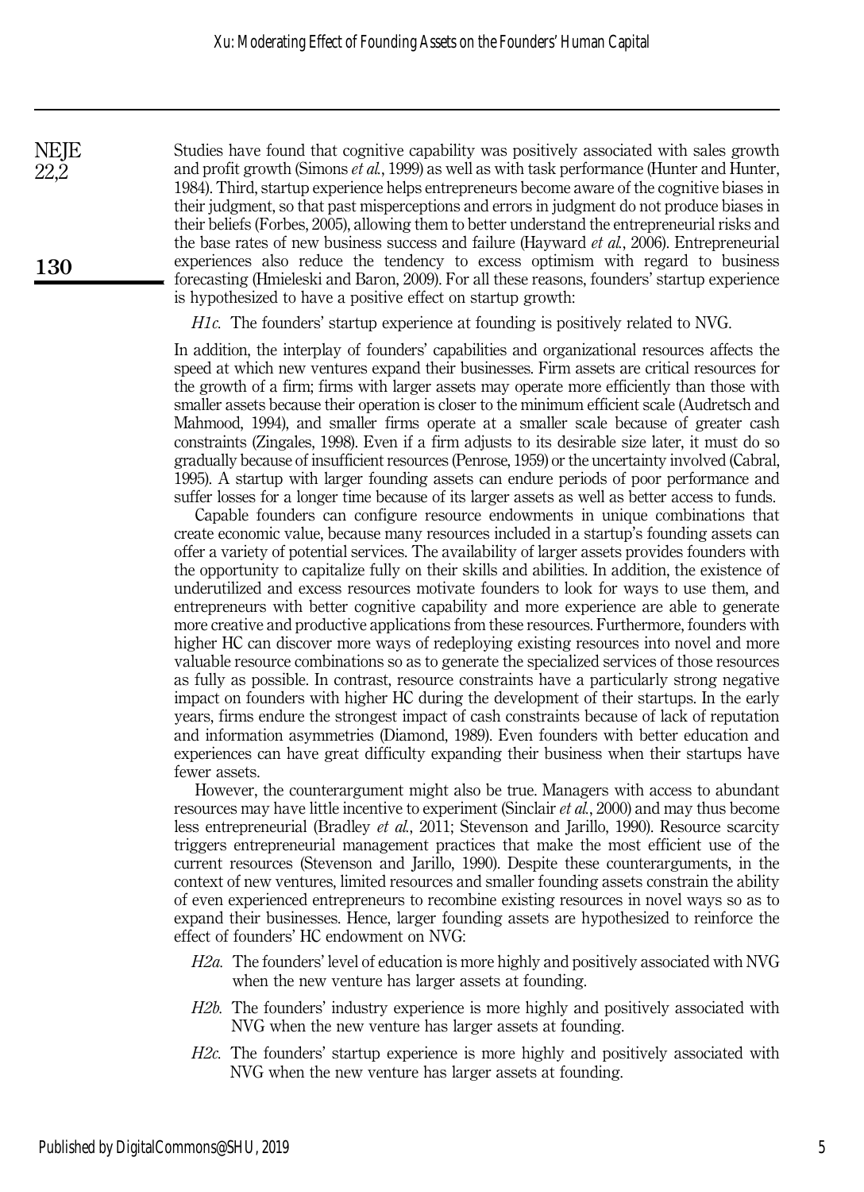Studies have found that cognitive capability was positively associated with sales growth and profit growth (Simons *et al.*, 1999) as well as with task performance (Hunter and Hunter, 1984). Third, startup experience helps entrepreneurs become aware of the cognitive biases in their judgment, so that past misperceptions and errors in judgment do not produce biases in their beliefs (Forbes, 2005), allowing them to better understand the entrepreneurial risks and the base rates of new business success and failure (Hayward *et al.*, 2006). Entrepreneurial experiences also reduce the tendency to excess optimism with regard to business forecasting (Hmieleski and Baron, 2009). For all these reasons, founders' startup experience is hypothesized to have a positive effect on startup growth:

*H1c.* The founders' startup experience at founding is positively related to NVG.

In addition, the interplay of founders' capabilities and organizational resources affects the speed at which new ventures expand their businesses. Firm assets are critical resources for the growth of a firm; firms with larger assets may operate more efficiently than those with smaller assets because their operation is closer to the minimum efficient scale (Audretsch and Mahmood, 1994), and smaller firms operate at a smaller scale because of greater cash constraints (Zingales, 1998). Even if a firm adjusts to its desirable size later, it must do so gradually because of insufficient resources (Penrose, 1959) or the uncertainty involved (Cabral, 1995). A startup with larger founding assets can endure periods of poor performance and suffer losses for a longer time because of its larger assets as well as better access to funds.

Capable founders can configure resource endowments in unique combinations that create economic value, because many resources included in a startup's founding assets can offer a variety of potential services. The availability of larger assets provides founders with the opportunity to capitalize fully on their skills and abilities. In addition, the existence of underutilized and excess resources motivate founders to look for ways to use them, and entrepreneurs with better cognitive capability and more experience are able to generate more creative and productive applications from these resources. Furthermore, founders with higher HC can discover more ways of redeploying existing resources into novel and more valuable resource combinations so as to generate the specialized services of those resources as fully as possible. In contrast, resource constraints have a particularly strong negative impact on founders with higher HC during the development of their startups. In the early years, firms endure the strongest impact of cash constraints because of lack of reputation and information asymmetries (Diamond, 1989). Even founders with better education and experiences can have great difficulty expanding their business when their startups have fewer assets.

However, the counterargument might also be true. Managers with access to abundant resources may have little incentive to experiment (Sinclair *et al.*, 2000) and may thus become less entrepreneurial (Bradley *et al.*, 2011; Stevenson and Jarillo, 1990). Resource scarcity triggers entrepreneurial management practices that make the most efficient use of the current resources (Stevenson and Jarillo, 1990). Despite these counterarguments, in the context of new ventures, limited resources and smaller founding assets constrain the ability of even experienced entrepreneurs to recombine existing resources in novel ways so as to expand their businesses. Hence, larger founding assets are hypothesized to reinforce the effect of founders' HC endowment on NVG:

*H2a.* The founders' level of education is more highly and positively associated with NVG when the new venture has larger assets at founding.

*H2b.* The founders' industry experience is more highly and positively associated with NVG when the new venture has larger assets at founding.

*H2c.* The founders' startup experience is more highly and positively associated with NVG when the new venture has larger assets at founding.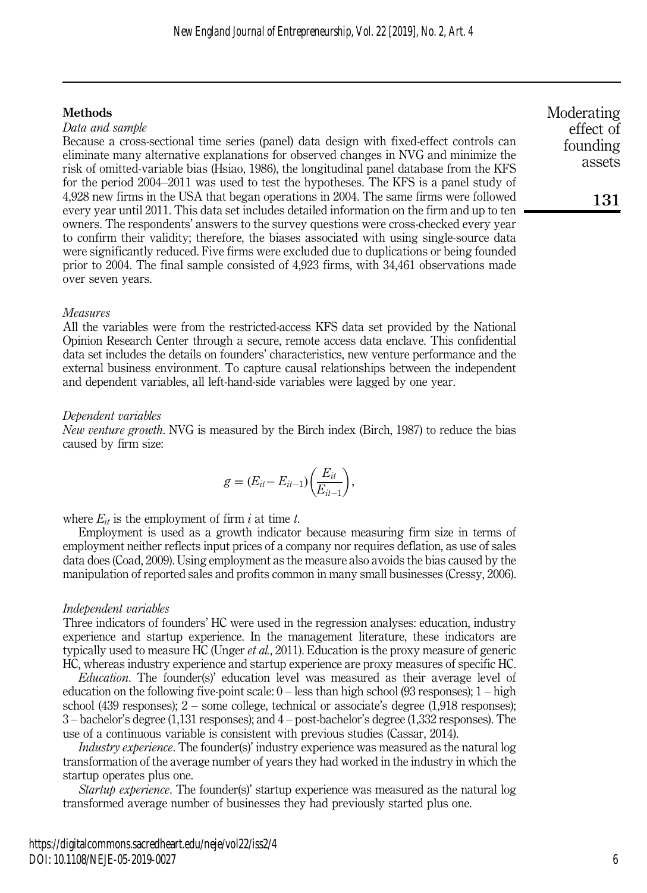## Methods

### *Data and sample*

Because a cross-sectional time series (panel) data design with fixed-effect controls can eliminate many alternative explanations for observed changes in NVG and minimize the risk of omitted-variable bias (Hsiao, 1986), the longitudinal panel database from the KFS for the period 2004–2011 was used to test the hypotheses. The KFS is a panel study of 4,928 new firms in the USA that began operations in 2004. The same firms were followed every year until 2011. This data set includes detailed information on the firm and up to ten owners. The respondents' answers to the survey questions were cross-checked every year to confirm their validity; therefore, the biases associated with using single-source data were significantly reduced. Five firms were excluded due to duplications or being founded prior to 2004. The final sample consisted of 4,923 firms, with 34,461 observations made over seven years.

### *Measures*

All the variables were from the restricted-access KFS data set provided by the National Opinion Research Center through a secure, remote access data enclave. This confidential data set includes the details on founders' characteristics, new venture performance and the external business environment. To capture causal relationships between the independent and dependent variables, all left-hand-side variables were lagged by one year.

### *Dependent variables*

*New venture growth*. NVG is measured by the Birch index (Birch, 1987) to reduce the bias caused by firm size:

$$g = (E_{it} - E_{it-1})\left(\frac{E_{it}}{E_{it-1}}\right),$$

where $E_{it}$ is the employment of firm $i$ at time $t$.

Employment is used as a growth indicator because measuring firm size in terms of employment neither reflects input prices of a company nor requires deflation, as use of sales data does (Coad, 2009). Using employment as the measure also avoids the bias caused by the manipulation of reported sales and profits common in many small businesses (Cressy, 2006).

### *Independent variables*

Three indicators of founders' HC were used in the regression analyses: education, industry experience and startup experience. In the management literature, these indicators are typically used to measure HC (Unger *et al.*, 2011). Education is the proxy measure of generic HC, whereas industry experience and startup experience are proxy measures of specific HC.

*Education*. The founder(s)' education level was measured as their average level of education on the following five-point scale: 0 – less than high school (93 responses); 1 – high school (439 responses); 2 – some college, technical or associate's degree (1,918 responses); 3 – bachelor's degree (1,131 responses); and 4 – post-bachelor's degree (1,332 responses). The use of a continuous variable is consistent with previous studies (Cassar, 2014).

*Industry experience*. The founder(s)' industry experience was measured as the natural log transformation of the average number of years they had worked in the industry in which the startup operates plus one.

*Startup experience*. The founder(s)' startup experience was measured as the natural log transformed average number of businesses they had previously started plus one.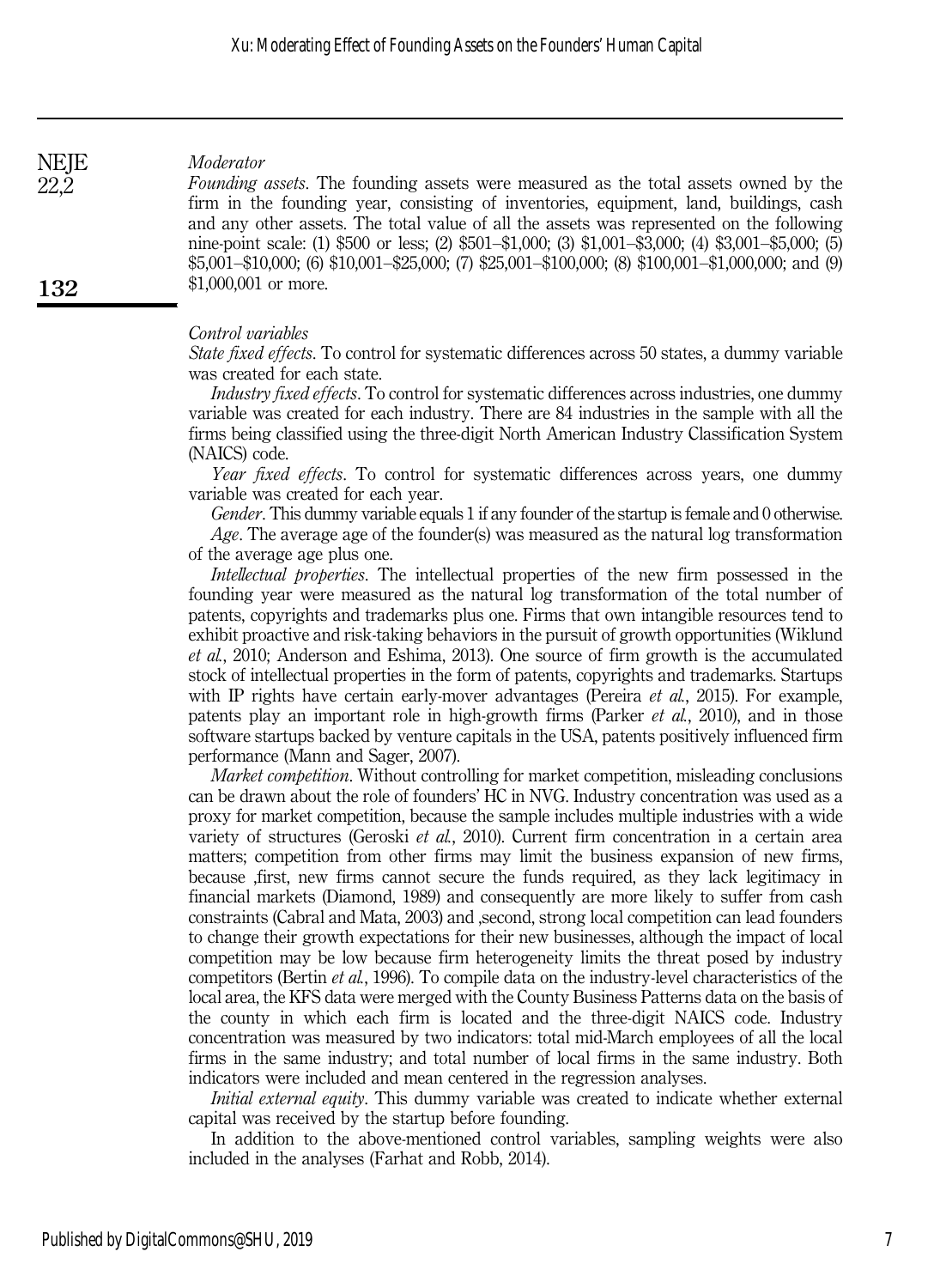*Moderator*

*Founding assets*. The founding assets were measured as the total assets owned by the firm in the founding year, consisting of inventories, equipment, land, buildings, cash and any other assets. The total value of all the assets was represented on the following nine-point scale: (1) \$500 or less; (2) \$501–\$1,000; (3) \$1,001–\$3,000; (4) \$3,001–\$5,000; (5) \$5,001–\$10,000; (6) \$10,001–\$25,000; (7) \$25,001–\$100,000; (8) \$100,001–\$1,000,000; and (9) \$1,000,001 or more.

*Control variables*

*State fixed effects*. To control for systematic differences across 50 states, a dummy variable was created for each state.

*Industry fixed effects*. To control for systematic differences across industries, one dummy variable was created for each industry. There are 84 industries in the sample with all the firms being classified using the three-digit North American Industry Classification System (NAICS) code.

*Year fixed effects*. To control for systematic differences across years, one dummy variable was created for each year.

*Gender*. This dummy variable equals 1 if any founder of the startup is female and 0 otherwise.

*Age*. The average age of the founder(s) was measured as the natural log transformation of the average age plus one.

*Intellectual properties*. The intellectual properties of the new firm possessed in the founding year were measured as the natural log transformation of the total number of patents, copyrights and trademarks plus one. Firms that own intangible resources tend to exhibit proactive and risk-taking behaviors in the pursuit of growth opportunities (Wiklund *et al.*, 2010; Anderson and Eshima, 2013). One source of firm growth is the accumulated stock of intellectual properties in the form of patents, copyrights and trademarks. Startups with IP rights have certain early-mover advantages (Pereira *et al.*, 2015). For example, patents play an important role in high-growth firms (Parker *et al.*, 2010), and in those software startups backed by venture capitals in the USA, patents positively influenced firm performance (Mann and Sager, 2007).

*Market competition*. Without controlling for market competition, misleading conclusions can be drawn about the role of founders' HC in NVG. Industry concentration was used as a proxy for market competition, because the sample includes multiple industries with a wide variety of structures (Geroski *et al.*, 2010). Current firm concentration in a certain area matters; competition from other firms may limit the business expansion of new firms, because ,first, new firms cannot secure the funds required, as they lack legitimacy in financial markets (Diamond, 1989) and consequently are more likely to suffer from cash constraints (Cabral and Mata, 2003) and ,second, strong local competition can lead founders to change their growth expectations for their new businesses, although the impact of local competition may be low because firm heterogeneity limits the threat posed by industry competitors (Bertin *et al.*, 1996). To compile data on the industry-level characteristics of the local area, the KFS data were merged with the County Business Patterns data on the basis of the county in which each firm is located and the three-digit NAICS code. Industry concentration was measured by two indicators: total mid-March employees of all the local firms in the same industry; and total number of local firms in the same industry. Both indicators were included and mean centered in the regression analyses.

*Initial external equity*. This dummy variable was created to indicate whether external capital was received by the startup before founding.

In addition to the above-mentioned control variables, sampling weights were also included in the analyses (Farhat and Robb, 2014).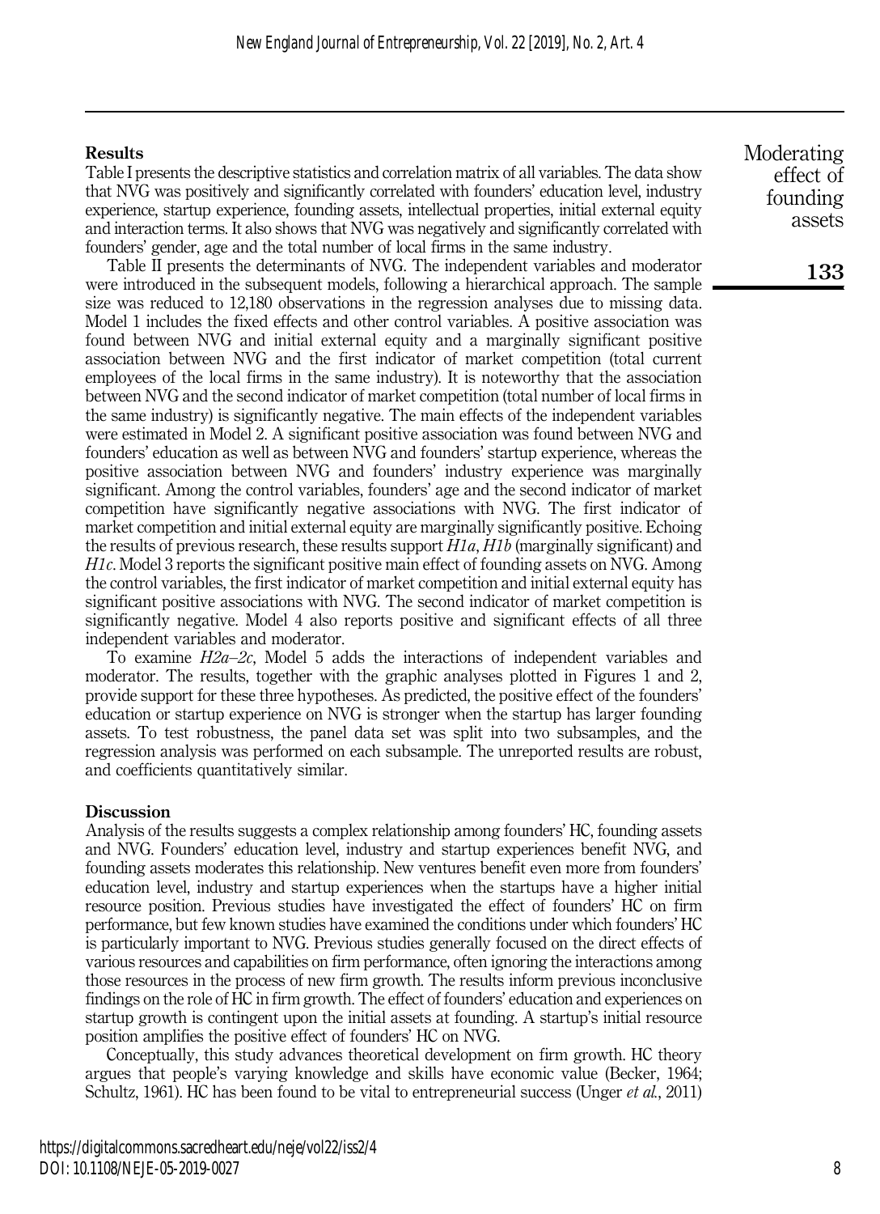## Results

Table I presents the descriptive statistics and correlation matrix of all variables. The data show that NVG was positively and significantly correlated with founders' education level, industry experience, startup experience, founding assets, intellectual properties, initial external equity and interaction terms. It also shows that NVG was negatively and significantly correlated with founders' gender, age and the total number of local firms in the same industry.

Table II presents the determinants of NVG. The independent variables and moderator were introduced in the subsequent models, following a hierarchical approach. The sample size was reduced to 12,180 observations in the regression analyses due to missing data. Model 1 includes the fixed effects and other control variables. A positive association was found between NVG and initial external equity and a marginally significant positive association between NVG and the first indicator of market competition (total current employees of the local firms in the same industry). It is noteworthy that the association between NVG and the second indicator of market competition (total number of local firms in the same industry) is significantly negative. The main effects of the independent variables were estimated in Model 2. A significant positive association was found between NVG and founders' education as well as between NVG and founders' startup experience, whereas the positive association between NVG and founders' industry experience was marginally significant. Among the control variables, founders' age and the second indicator of market competition have significantly negative associations with NVG. The first indicator of market competition and initial external equity are marginally significantly positive. Echoing the results of previous research, these results support *H1a*, *H1b* (marginally significant) and *H1c*. Model 3 reports the significant positive main effect of founding assets on NVG. Among the control variables, the first indicator of market competition and initial external equity has significant positive associations with NVG. The second indicator of market competition is significantly negative. Model 4 also reports positive and significant effects of all three independent variables and moderator.

To examine *H2a–2c*, Model 5 adds the interactions of independent variables and moderator. The results, together with the graphic analyses plotted in Figures 1 and 2, provide support for these three hypotheses. As predicted, the positive effect of the founders' education or startup experience on NVG is stronger when the startup has larger founding assets. To test robustness, the panel data set was split into two subsamples, and the regression analysis was performed on each subsample. The unreported results are robust, and coefficients quantitatively similar.

## Discussion

Analysis of the results suggests a complex relationship among founders' HC, founding assets and NVG. Founders' education level, industry and startup experiences benefit NVG, and founding assets moderates this relationship. New ventures benefit even more from founders' education level, industry and startup experiences when the startups have a higher initial resource position. Previous studies have investigated the effect of founders' HC on firm performance, but few known studies have examined the conditions under which founders' HC is particularly important to NVG. Previous studies generally focused on the direct effects of various resources and capabilities on firm performance, often ignoring the interactions among those resources in the process of new firm growth. The results inform previous inconclusive findings on the role of HC in firm growth. The effect of founders' education and experiences on startup growth is contingent upon the initial assets at founding. A startup's initial resource position amplifies the positive effect of founders' HC on NVG.

Conceptually, this study advances theoretical development on firm growth. HC theory argues that people's varying knowledge and skills have economic value (Becker, 1964; Schultz, 1961). HC has been found to be vital to entrepreneurial success (Unger *et al.*, 2011)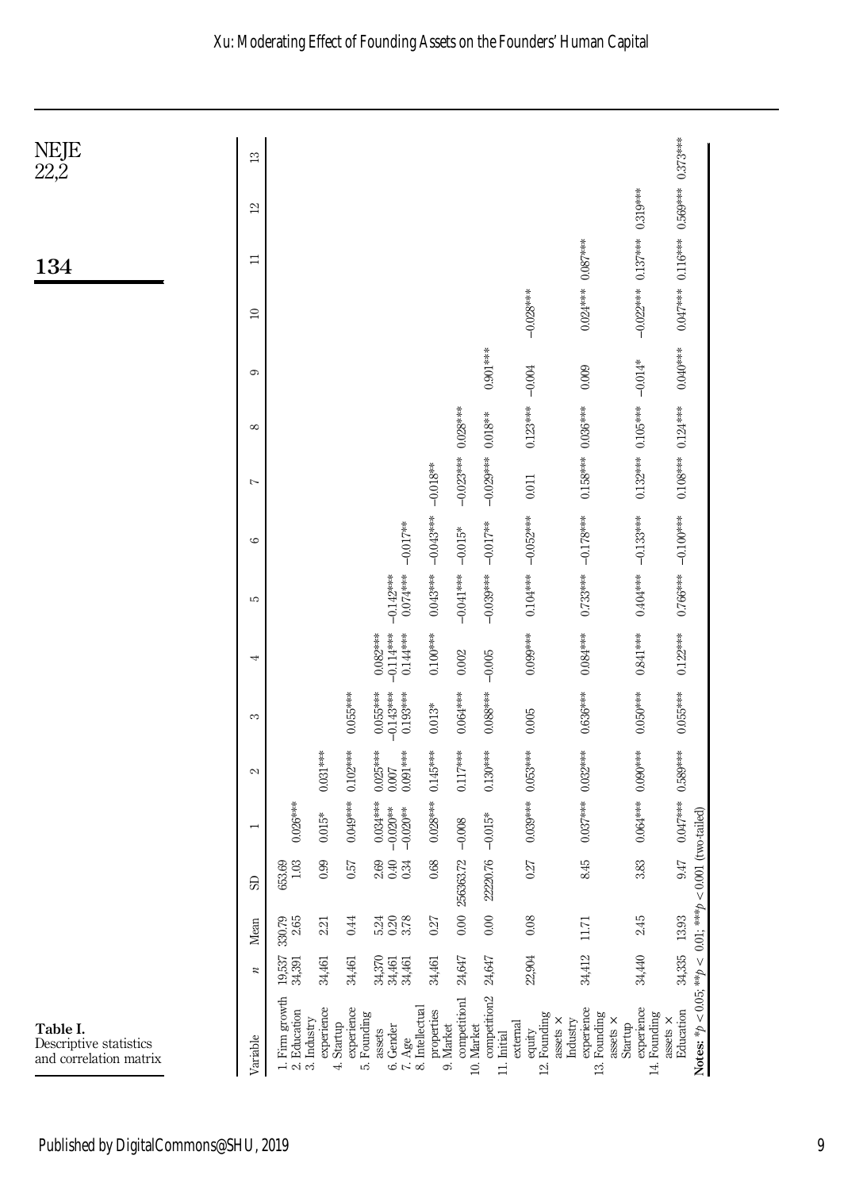**Table I.** Descriptive statistics and correlation matrix

| Variable | n | Mean | SD | 1 | 2 | 3 | 4 | 5 | 6 | 7 | 8 | 9 | 10 | 11 | 12 | 13 |
|---|---|---|---|---|---|---|---|---|---|---|---|---|---|---|---|---|
| 1. Firm growth | 19,537 | 330.79 | 653.69 | | | | | | | | | | | | | |
| 2. Education | 34,391 | 2.65 | 1.03 | 0.026*** | | | | | | | | | | | | |
| 3. Industry experience | 34,461 | 2.21 | 0.99 | 0.015* | 0.031*** | | | | | | | | | | | |
| 4. Startup experience | 34,461 | 0.44 | 0.57 | 0.049*** | 0.102*** | 0.055*** | | | | | | | | | | |
| 5. Founding assets | 34,370 | 5.24 | 2.69 | 0.034*** | 0.025*** | 0.055*** | 0.082*** | | | | | | | | | |
| 6. Gender | 34,461 | 0.20 | 0.40 | −0.020** | 0.007 | −0.143*** | −0.114*** | −0.142*** | | | | | | | | |
| 7. Age | 34,461 | 3.78 | 0.34 | −0.020** | 0.091*** | 0.193*** | 0.144*** | 0.074*** | −0.017** | | | | | | | |
| 8. Intellectual properties | 34,461 | 0.27 | 0.68 | 0.028*** | 0.145*** | 0.013* | 0.100*** | 0.043*** | −0.043*** | −0.018** | | | | | | |
| 9. Market competition1 | 24,647 | 0.00 | 256363.72 | −0.008 | 0.117*** | 0.064*** | 0.002 | −0.041*** | −0.015* | −0.023*** | 0.028*** | | | | | |
| 10. Market competition2 | 24,647 | 0.00 | 22220.76 | −0.015* | 0.130*** | 0.088*** | −0.005 | −0.039*** | −0.017** | −0.029*** | 0.018** | 0.901*** | | | | |
| 11. Initial external equity | 22,904 | 0.08 | 0.27 | 0.039*** | 0.053*** | 0.005 | 0.099*** | 0.104*** | −0.052*** | 0.011 | 0.123*** | −0.004 | −0.028*** | | | |
| 12. Founding assets × Industry experience | 34,412 | 11.71 | 8.45 | 0.037*** | 0.032*** | 0.636*** | 0.084*** | 0.733*** | −0.178*** | 0.158*** | 0.036*** | 0.009 | 0.024*** | 0.087*** | | |
| 13. Founding assets × Startup experience | 34,440 | 2.45 | 3.83 | 0.064*** | 0.090*** | 0.050*** | 0.841*** | 0.404*** | −0.133*** | 0.132*** | 0.105*** | −0.014* | −0.022*** | 0.137*** | 0.319*** | |
| 14. Founding assets × Education | 34,335 | 13.93 | 9.47 | 0.047*** | 0.589*** | 0.055*** | 0.122*** | 0.766*** | −0.100*** | 0.108*** | 0.124*** | 0.040*** | 0.047*** | 0.116*** | 0.569*** | 0.373*** |

**Notes:** $*p < 0.05$; $**p < 0.01$; $***p < 0.001$ (two-tailed)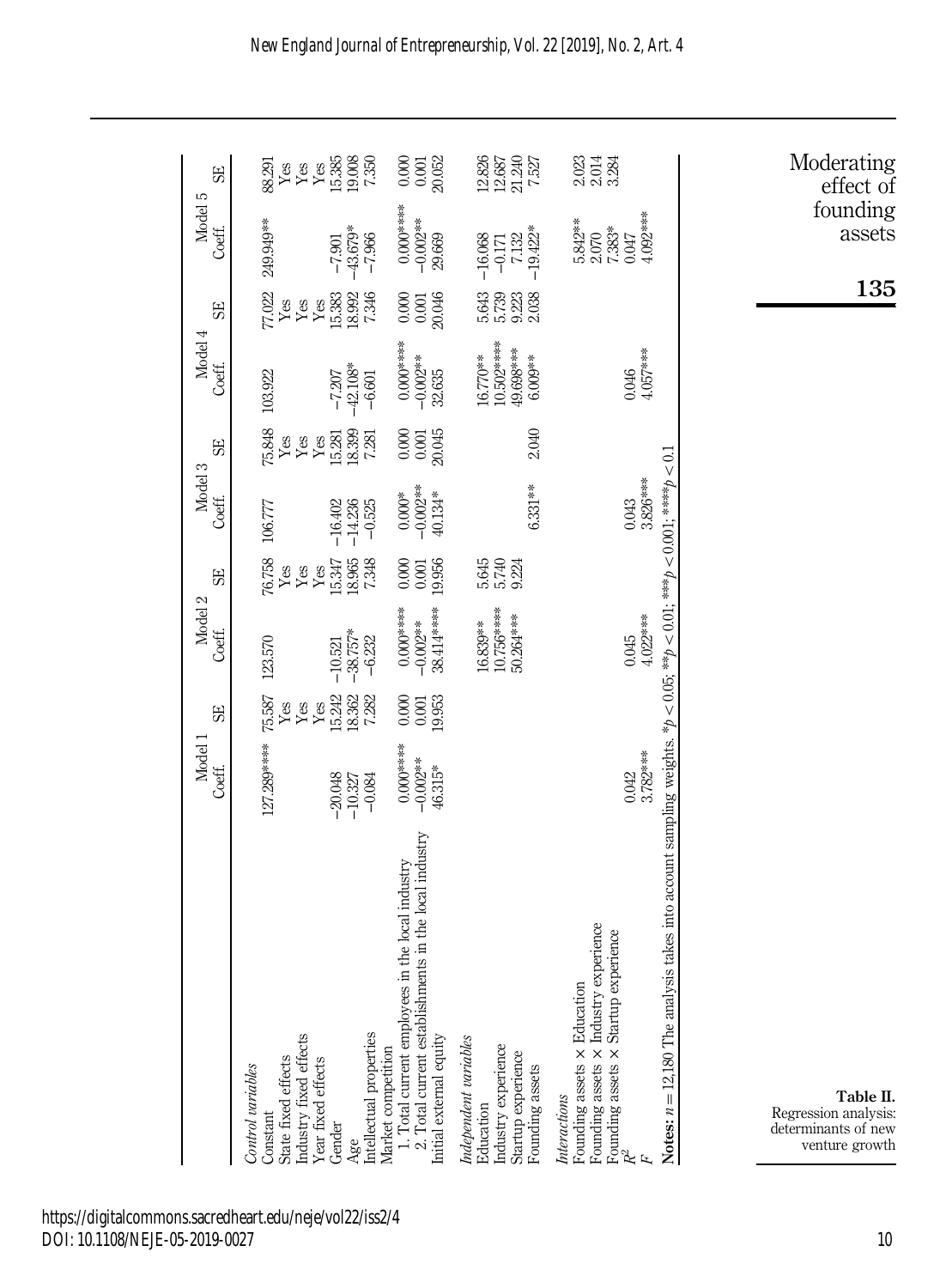Moderating effect of founding assets

| | Model 1 | | Model 2 | | Model 3 | | Model 4 | | Model 5 | |
|---|---|---|---|---|---|---|---|---|---|---|
| | Coeff. | SE | Coeff. | SE | Coeff. | SE | Coeff. | SE | Coeff. | SE |
| *Control variables* | | | | | | | | | | |
| Constant | 127.289**** | 75.587 | 123.570 | 76.758 | 106.777 | 75.848 | 103.922 | 77.022 | 249.949** | 88.291 |
| State fixed effects | | Yes | | Yes | | Yes | | Yes | | Yes |
| Industry fixed effects | | Yes | | Yes | | Yes | | Yes | | Yes |
| Year fixed effects | | Yes | | Yes | | Yes | | Yes | | Yes |
| Gender | −20.048 | 15.242 | −10.521 | 15.347 | −16.402 | 15.281 | −7.207 | 15.383 | −7.901 | 15.385 |
| Age | −10.327 | 18.362 | −38.757* | 18.965 | −14.236 | 18.399 | −42.108* | 18.992 | −43.679* | 19.008 |
| Intellectual properties | −0.084 | 7.282 | −6.232 | 7.348 | −0.525 | 7.281 | −6.601 | 7.346 | −7.966 | 7.350 |
| Market competition | | | | | | | | | | |
| 1. Total current employees in the local industry | 0.000**** | 0.000 | 0.000**** | 0.000 | 0.000* | 0.000 | 0.000**** | 0.000 | 0.000**** | 0.000 |
| 2. Total current establishments in the local industry | −0.002** | 0.001 | −0.002** | 0.001 | −0.002** | 0.001 | −0.002** | 0.001 | −0.002** | 0.001 |
| Initial external equity | 46.315* | 19.953 | 38.414**** | 19.956 | 40.134* | 20.045 | 32.635 | 20.046 | 29.669 | 20.052 |
| *Independent variables* | | | | | | | | | | |
| Education | | | 16.839** | 5.645 | | | 16.770** | 5.643 | −16.068 | 12.826 |
| Industry experience | | | 10.756**** | 5.740 | | | 10.502**** | 5.739 | −0.171 | 12.687 |
| Startup experience | | | 50.264*** | 9.224 | | | 49.698*** | 9.223 | 7.132 | 21.240 |
| Founding assets | | | | | 6.331** | 2.040 | 6.009** | 2.038 | −19.422* | 7.527 |
| *Interactions* | | | | | | | | | | |
| Founding assets × Education | | | | | | | | | 5.842** | 2.023 |
| Founding assets × Industry experience | | | | | | | | | 2.070 | 2.014 |
| Founding assets × Startup experience | | | | | | | | | 7.383* | 3.284 |
| $R^2$ | 0.042 | | 0.045 | | 0.043 | | 0.046 | | 0.047 | |
| $F$ | 3.782*** | | 4.022*** | | 3.826*** | | 4.057*** | | 4.092*** | |

**Notes:** $n = 12{,}180$ The analysis takes into account sampling weights. \*$p < 0.05$; \*\*$p < 0.01$; \*\*\*$p < 0.001$; \*\*\*\*$p < 0.1$

**Table II.** Regression analysis: determinants of new venture growth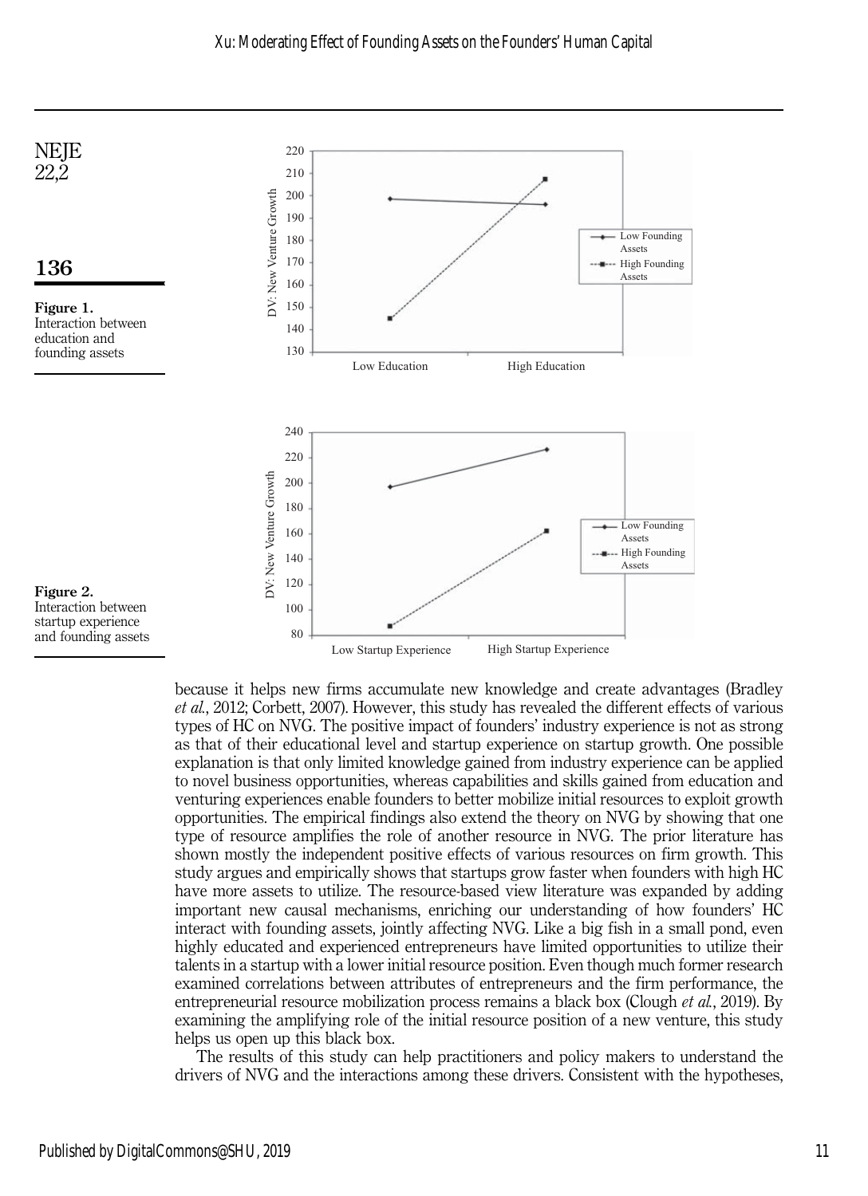Figure 1. Interaction between education and founding assets

Figure 2. Interaction between startup experience and founding assets

because it helps new firms accumulate new knowledge and create advantages (Bradley *et al.*, 2012; Corbett, 2007). However, this study has revealed the different effects of various types of HC on NVG. The positive impact of founders' industry experience is not as strong as that of their educational level and startup experience on startup growth. One possible explanation is that only limited knowledge gained from industry experience can be applied to novel business opportunities, whereas capabilities and skills gained from education and venturing experiences enable founders to better mobilize initial resources to exploit growth opportunities. The empirical findings also extend the theory on NVG by showing that one type of resource amplifies the role of another resource in NVG. The prior literature has shown mostly the independent positive effects of various resources on firm growth. This study argues and empirically shows that startups grow faster when founders with high HC have more assets to utilize. The resource-based view literature was expanded by adding important new causal mechanisms, enriching our understanding of how founders' HC interact with founding assets, jointly affecting NVG. Like a big fish in a small pond, even highly educated and experienced entrepreneurs have limited opportunities to utilize their talents in a startup with a lower initial resource position. Even though much former research examined correlations between attributes of entrepreneurs and the firm performance, the entrepreneurial resource mobilization process remains a black box (Clough *et al.*, 2019). By examining the amplifying role of the initial resource position of a new venture, this study helps us open up this black box.

The results of this study can help practitioners and policy makers to understand the drivers of NVG and the interactions among these drivers. Consistent with the hypotheses,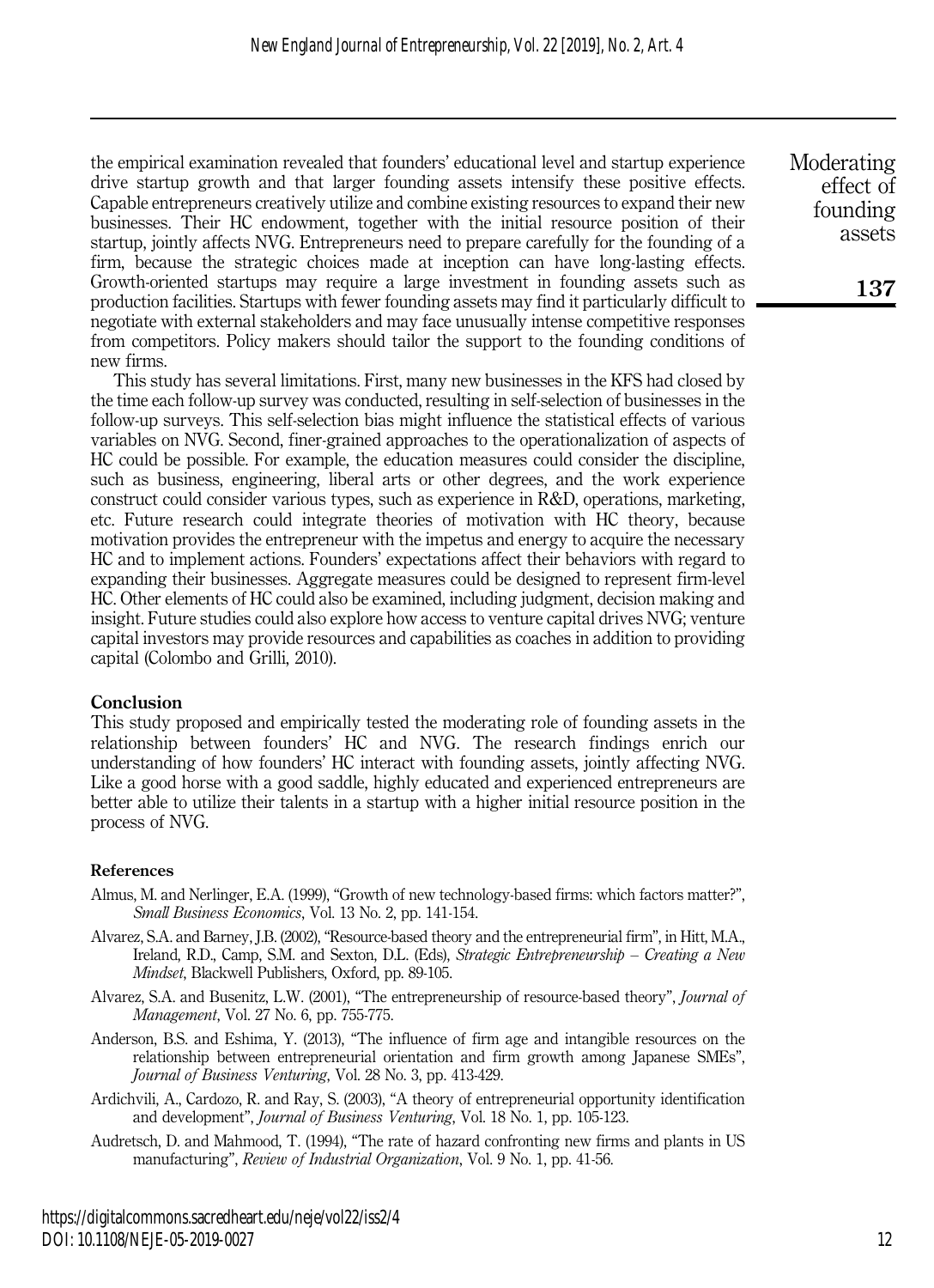the empirical examination revealed that founders' educational level and startup experience drive startup growth and that larger founding assets intensify these positive effects. Capable entrepreneurs creatively utilize and combine existing resources to expand their new businesses. Their HC endowment, together with the initial resource position of their startup, jointly affects NVG. Entrepreneurs need to prepare carefully for the founding of a firm, because the strategic choices made at inception can have long-lasting effects. Growth-oriented startups may require a large investment in founding assets such as production facilities. Startups with fewer founding assets may find it particularly difficult to negotiate with external stakeholders and may face unusually intense competitive responses from competitors. Policy makers should tailor the support to the founding conditions of new firms.

This study has several limitations. First, many new businesses in the KFS had closed by the time each follow-up survey was conducted, resulting in self-selection of businesses in the follow-up surveys. This self-selection bias might influence the statistical effects of various variables on NVG. Second, finer-grained approaches to the operationalization of aspects of HC could be possible. For example, the education measures could consider the discipline, such as business, engineering, liberal arts or other degrees, and the work experience construct could consider various types, such as experience in R&D, operations, marketing, etc. Future research could integrate theories of motivation with HC theory, because motivation provides the entrepreneur with the impetus and energy to acquire the necessary HC and to implement actions. Founders' expectations affect their behaviors with regard to expanding their businesses. Aggregate measures could be designed to represent firm-level HC. Other elements of HC could also be examined, including judgment, decision making and insight. Future studies could also explore how access to venture capital drives NVG; venture capital investors may provide resources and capabilities as coaches in addition to providing capital (Colombo and Grilli, 2010).

## Conclusion

This study proposed and empirically tested the moderating role of founding assets in the relationship between founders' HC and NVG. The research findings enrich our understanding of how founders' HC interact with founding assets, jointly affecting NVG. Like a good horse with a good saddle, highly educated and experienced entrepreneurs are better able to utilize their talents in a startup with a higher initial resource position in the process of NVG.

### References

Almus, M. and Nerlinger, E.A. (1999), "Growth of new technology-based firms: which factors matter?", *Small Business Economics*, Vol. 13 No. 2, pp. 141-154.

Alvarez, S.A. and Barney, J.B. (2002), "Resource-based theory and the entrepreneurial firm", in Hitt, M.A., Ireland, R.D., Camp, S.M. and Sexton, D.L. (Eds), *Strategic Entrepreneurship – Creating a New Mindset*, Blackwell Publishers, Oxford, pp. 89-105.

Alvarez, S.A. and Busenitz, L.W. (2001), "The entrepreneurship of resource-based theory", *Journal of Management*, Vol. 27 No. 6, pp. 755-775.

Anderson, B.S. and Eshima, Y. (2013), "The influence of firm age and intangible resources on the relationship between entrepreneurial orientation and firm growth among Japanese SMEs", *Journal of Business Venturing*, Vol. 28 No. 3, pp. 413-429.

Ardichvili, A., Cardozo, R. and Ray, S. (2003), "A theory of entrepreneurial opportunity identification and development", *Journal of Business Venturing*, Vol. 18 No. 1, pp. 105-123.

Audretsch, D. and Mahmood, T. (1994), "The rate of hazard confronting new firms and plants in US manufacturing", *Review of Industrial Organization*, Vol. 9 No. 1, pp. 41-56.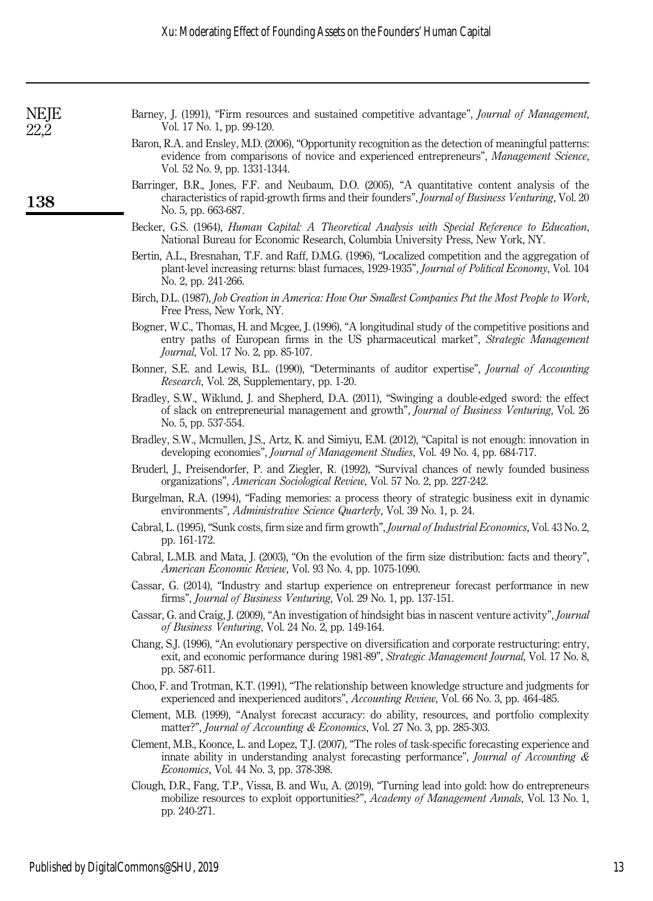Barney, J. (1991), "Firm resources and sustained competitive advantage", *Journal of Management*, Vol. 17 No. 1, pp. 99-120.

Baron, R.A. and Ensley, M.D. (2006), "Opportunity recognition as the detection of meaningful patterns: evidence from comparisons of novice and experienced entrepreneurs", *Management Science*, Vol. 52 No. 9, pp. 1331-1344.

Barringer, B.R., Jones, F.F. and Neubaum, D.O. (2005), "A quantitative content analysis of the characteristics of rapid-growth firms and their founders", *Journal of Business Venturing*, Vol. 20 No. 5, pp. 663-687.

Becker, G.S. (1964), *Human Capital: A Theoretical Analysis with Special Reference to Education*, National Bureau for Economic Research, Columbia University Press, New York, NY.

Bertin, A.L., Bresnahan, T.F. and Raff, D.M.G. (1996), "Localized competition and the aggregation of plant-level increasing returns: blast furnaces, 1929-1935", *Journal of Political Economy*, Vol. 104 No. 2, pp. 241-266.

Birch, D.L. (1987), *Job Creation in America: How Our Smallest Companies Put the Most People to Work*, Free Press, New York, NY.

Bogner, W.C., Thomas, H. and Mcgee, J. (1996), "A longitudinal study of the competitive positions and entry paths of European firms in the US pharmaceutical market", *Strategic Management Journal*, Vol. 17 No. 2, pp. 85-107.

Bonner, S.E. and Lewis, B.L. (1990), "Determinants of auditor expertise", *Journal of Accounting Research*, Vol. 28, Supplementary, pp. 1-20.

Bradley, S.W., Wiklund, J. and Shepherd, D.A. (2011), "Swinging a double-edged sword: the effect of slack on entrepreneurial management and growth", *Journal of Business Venturing*, Vol. 26 No. 5, pp. 537-554.

Bradley, S.W., Mcmullen, J.S., Artz, K. and Simiyu, E.M. (2012), "Capital is not enough: innovation in developing economies", *Journal of Management Studies*, Vol. 49 No. 4, pp. 684-717.

Bruderl, J., Preisendorfer, P. and Ziegler, R. (1992), "Survival chances of newly founded business organizations", *American Sociological Review*, Vol. 57 No. 2, pp. 227-242.

Burgelman, R.A. (1994), "Fading memories: a process theory of strategic business exit in dynamic environments", *Administrative Science Quarterly*, Vol. 39 No. 1, p. 24.

Cabral, L. (1995), "Sunk costs, firm size and firm growth", *Journal of Industrial Economics*, Vol. 43 No. 2, pp. 161-172.

Cabral, L.M.B. and Mata, J. (2003), "On the evolution of the firm size distribution: facts and theory", *American Economic Review*, Vol. 93 No. 4, pp. 1075-1090.

Cassar, G. (2014), "Industry and startup experience on entrepreneur forecast performance in new firms", *Journal of Business Venturing*, Vol. 29 No. 1, pp. 137-151.

Cassar, G. and Craig, J. (2009), "An investigation of hindsight bias in nascent venture activity", *Journal of Business Venturing*, Vol. 24 No. 2, pp. 149-164.

Chang, S.J. (1996), "An evolutionary perspective on diversification and corporate restructuring: entry, exit, and economic performance during 1981-89", *Strategic Management Journal*, Vol. 17 No. 8, pp. 587-611.

Choo, F. and Trotman, K.T. (1991), "The relationship between knowledge structure and judgments for experienced and inexperienced auditors", *Accounting Review*, Vol. 66 No. 3, pp. 464-485.

Clement, M.B. (1999), "Analyst forecast accuracy: do ability, resources, and portfolio complexity matter?", *Journal of Accounting & Economics*, Vol. 27 No. 3, pp. 285-303.

Clement, M.B., Koonce, L. and Lopez, T.J. (2007), "The roles of task-specific forecasting experience and innate ability in understanding analyst forecasting performance", *Journal of Accounting & Economics*, Vol. 44 No. 3, pp. 378-398.

Clough, D.R., Fang, T.P., Vissa, B. and Wu, A. (2019), "Turning lead into gold: how do entrepreneurs mobilize resources to exploit opportunities?", *Academy of Management Annals*, Vol. 13 No. 1, pp. 240-271.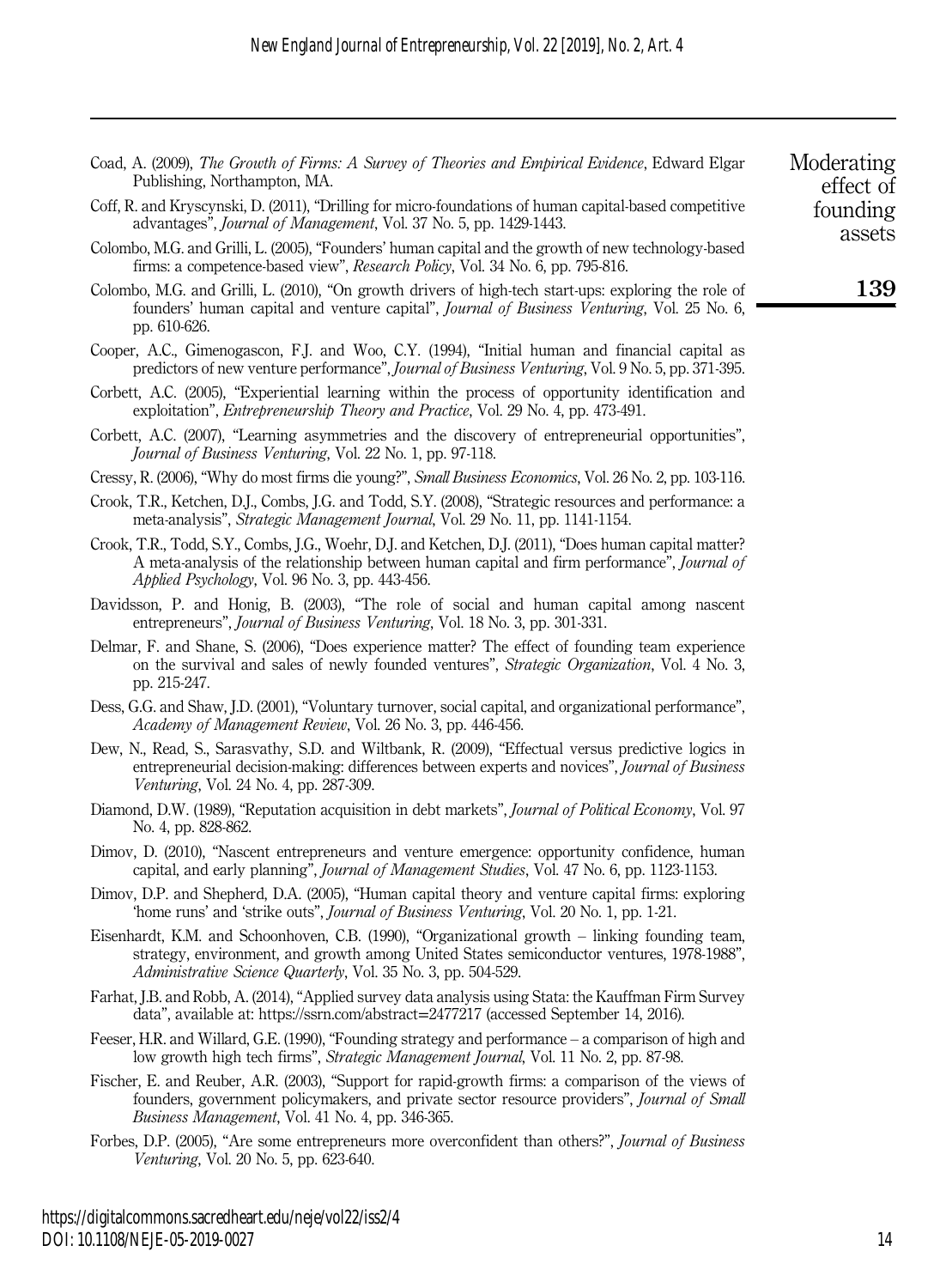Coad, A. (2009), *The Growth of Firms: A Survey of Theories and Empirical Evidence*, Edward Elgar Publishing, Northampton, MA.

Coff, R. and Kryscynski, D. (2011), "Drilling for micro-foundations of human capital-based competitive advantages", *Journal of Management*, Vol. 37 No. 5, pp. 1429-1443.

Colombo, M.G. and Grilli, L. (2005), "Founders' human capital and the growth of new technology-based firms: a competence-based view", *Research Policy*, Vol. 34 No. 6, pp. 795-816.

Colombo, M.G. and Grilli, L. (2010), "On growth drivers of high-tech start-ups: exploring the role of founders' human capital and venture capital", *Journal of Business Venturing*, Vol. 25 No. 6, pp. 610-626.

Cooper, A.C., Gimenogascon, F.J. and Woo, C.Y. (1994), "Initial human and financial capital as predictors of new venture performance", *Journal of Business Venturing*, Vol. 9 No. 5, pp. 371-395.

Corbett, A.C. (2005), "Experiential learning within the process of opportunity identification and exploitation", *Entrepreneurship Theory and Practice*, Vol. 29 No. 4, pp. 473-491.

Corbett, A.C. (2007), "Learning asymmetries and the discovery of entrepreneurial opportunities", *Journal of Business Venturing*, Vol. 22 No. 1, pp. 97-118.

Cressy, R. (2006), "Why do most firms die young?", *Small Business Economics*, Vol. 26 No. 2, pp. 103-116.

Crook, T.R., Ketchen, D.J., Combs, J.G. and Todd, S.Y. (2008), "Strategic resources and performance: a meta-analysis", *Strategic Management Journal*, Vol. 29 No. 11, pp. 1141-1154.

Crook, T.R., Todd, S.Y., Combs, J.G., Woehr, D.J. and Ketchen, D.J. (2011), "Does human capital matter? A meta-analysis of the relationship between human capital and firm performance", *Journal of Applied Psychology*, Vol. 96 No. 3, pp. 443-456.

Davidsson, P. and Honig, B. (2003), "The role of social and human capital among nascent entrepreneurs", *Journal of Business Venturing*, Vol. 18 No. 3, pp. 301-331.

Delmar, F. and Shane, S. (2006), "Does experience matter? The effect of founding team experience on the survival and sales of newly founded ventures", *Strategic Organization*, Vol. 4 No. 3, pp. 215-247.

Dess, G.G. and Shaw, J.D. (2001), "Voluntary turnover, social capital, and organizational performance", *Academy of Management Review*, Vol. 26 No. 3, pp. 446-456.

Dew, N., Read, S., Sarasvathy, S.D. and Wiltbank, R. (2009), "Effectual versus predictive logics in entrepreneurial decision-making: differences between experts and novices", *Journal of Business Venturing*, Vol. 24 No. 4, pp. 287-309.

Diamond, D.W. (1989), "Reputation acquisition in debt markets", *Journal of Political Economy*, Vol. 97 No. 4, pp. 828-862.

Dimov, D. (2010), "Nascent entrepreneurs and venture emergence: opportunity confidence, human capital, and early planning", *Journal of Management Studies*, Vol. 47 No. 6, pp. 1123-1153.

Dimov, D.P. and Shepherd, D.A. (2005), "Human capital theory and venture capital firms: exploring 'home runs' and 'strike outs'", *Journal of Business Venturing*, Vol. 20 No. 1, pp. 1-21.

Eisenhardt, K.M. and Schoonhoven, C.B. (1990), "Organizational growth – linking founding team, strategy, environment, and growth among United States semiconductor ventures, 1978-1988", *Administrative Science Quarterly*, Vol. 35 No. 3, pp. 504-529.

Farhat, J.B. and Robb, A. (2014), "Applied survey data analysis using Stata: the Kauffman Firm Survey data", available at: https://ssrn.com/abstract=2477217 (accessed September 14, 2016).

Feeser, H.R. and Willard, G.E. (1990), "Founding strategy and performance – a comparison of high and low growth high tech firms", *Strategic Management Journal*, Vol. 11 No. 2, pp. 87-98.

Fischer, E. and Reuber, A.R. (2003), "Support for rapid-growth firms: a comparison of the views of founders, government policymakers, and private sector resource providers", *Journal of Small Business Management*, Vol. 41 No. 4, pp. 346-365.

Forbes, D.P. (2005), "Are some entrepreneurs more overconfident than others?", *Journal of Business Venturing*, Vol. 20 No. 5, pp. 623-640.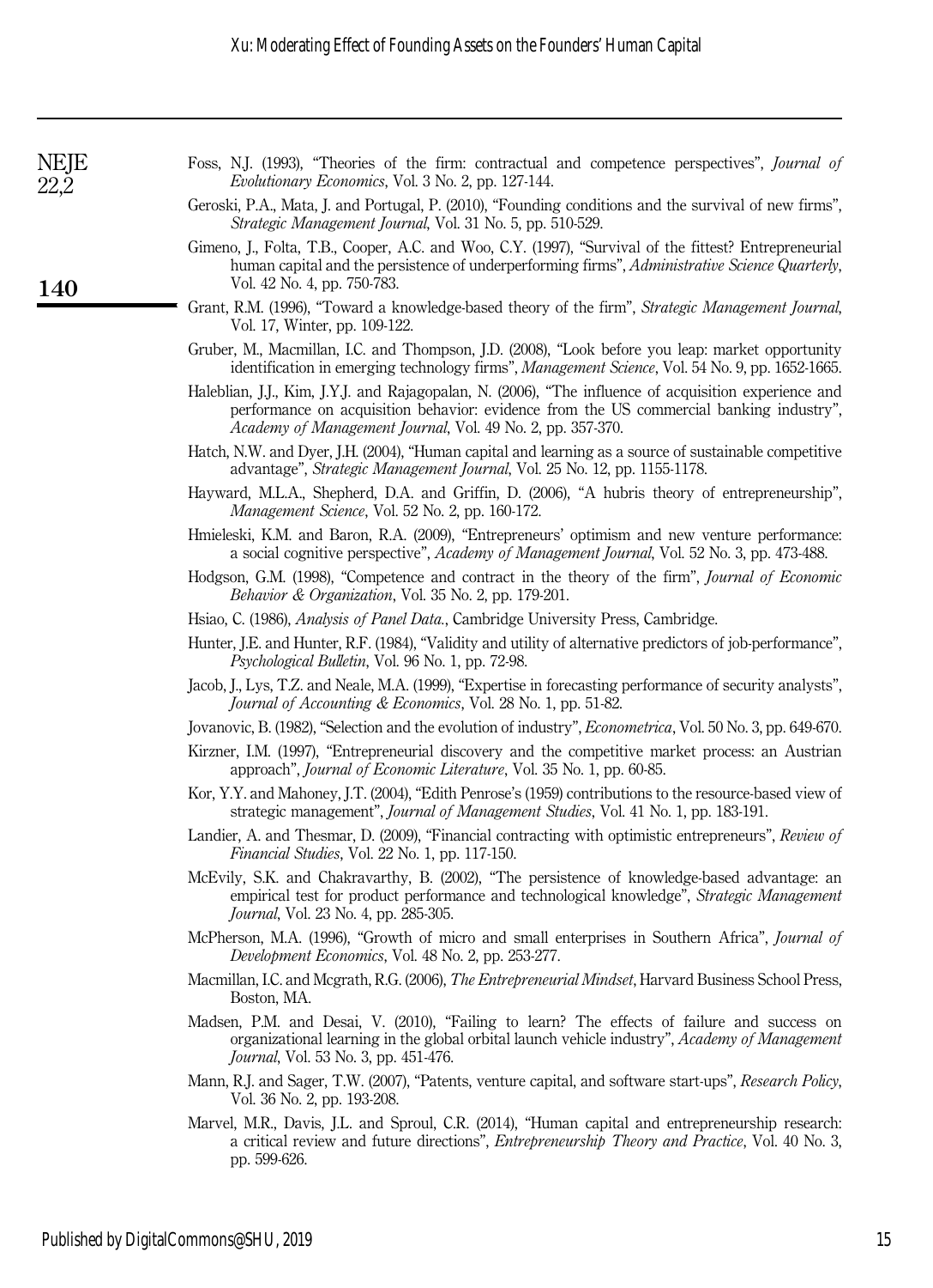Foss, N.J. (1993), "Theories of the firm: contractual and competence perspectives", *Journal of Evolutionary Economics*, Vol. 3 No. 2, pp. 127-144.

Geroski, P.A., Mata, J. and Portugal, P. (2010), "Founding conditions and the survival of new firms", *Strategic Management Journal*, Vol. 31 No. 5, pp. 510-529.

Gimeno, J., Folta, T.B., Cooper, A.C. and Woo, C.Y. (1997), "Survival of the fittest? Entrepreneurial human capital and the persistence of underperforming firms", *Administrative Science Quarterly*, Vol. 42 No. 4, pp. 750-783.

Grant, R.M. (1996), "Toward a knowledge-based theory of the firm", *Strategic Management Journal*, Vol. 17, Winter, pp. 109-122.

Gruber, M., Macmillan, I.C. and Thompson, J.D. (2008), "Look before you leap: market opportunity identification in emerging technology firms", *Management Science*, Vol. 54 No. 9, pp. 1652-1665.

Haleblian, J.J., Kim, J.Y.J. and Rajagopalan, N. (2006), "The influence of acquisition experience and performance on acquisition behavior: evidence from the US commercial banking industry", *Academy of Management Journal*, Vol. 49 No. 2, pp. 357-370.

Hatch, N.W. and Dyer, J.H. (2004), "Human capital and learning as a source of sustainable competitive advantage", *Strategic Management Journal*, Vol. 25 No. 12, pp. 1155-1178.

Hayward, M.L.A., Shepherd, D.A. and Griffin, D. (2006), "A hubris theory of entrepreneurship", *Management Science*, Vol. 52 No. 2, pp. 160-172.

Hmieleski, K.M. and Baron, R.A. (2009), "Entrepreneurs' optimism and new venture performance: a social cognitive perspective", *Academy of Management Journal*, Vol. 52 No. 3, pp. 473-488.

Hodgson, G.M. (1998), "Competence and contract in the theory of the firm", *Journal of Economic Behavior & Organization*, Vol. 35 No. 2, pp. 179-201.

Hsiao, C. (1986), *Analysis of Panel Data.*, Cambridge University Press, Cambridge.

Hunter, J.E. and Hunter, R.F. (1984), "Validity and utility of alternative predictors of job-performance", *Psychological Bulletin*, Vol. 96 No. 1, pp. 72-98.

Jacob, J., Lys, T.Z. and Neale, M.A. (1999), "Expertise in forecasting performance of security analysts", *Journal of Accounting & Economics*, Vol. 28 No. 1, pp. 51-82.

Jovanovic, B. (1982), "Selection and the evolution of industry", *Econometrica*, Vol. 50 No. 3, pp. 649-670.

Kirzner, I.M. (1997), "Entrepreneurial discovery and the competitive market process: an Austrian approach", *Journal of Economic Literature*, Vol. 35 No. 1, pp. 60-85.

Kor, Y.Y. and Mahoney, J.T. (2004), "Edith Penrose's (1959) contributions to the resource-based view of strategic management", *Journal of Management Studies*, Vol. 41 No. 1, pp. 183-191.

Landier, A. and Thesmar, D. (2009), "Financial contracting with optimistic entrepreneurs", *Review of Financial Studies*, Vol. 22 No. 1, pp. 117-150.

McEvily, S.K. and Chakravarthy, B. (2002), "The persistence of knowledge-based advantage: an empirical test for product performance and technological knowledge", *Strategic Management Journal*, Vol. 23 No. 4, pp. 285-305.

McPherson, M.A. (1996), "Growth of micro and small enterprises in Southern Africa", *Journal of Development Economics*, Vol. 48 No. 2, pp. 253-277.

Macmillan, I.C. and Mcgrath, R.G. (2006), *The Entrepreneurial Mindset*, Harvard Business School Press, Boston, MA.

Madsen, P.M. and Desai, V. (2010), "Failing to learn? The effects of failure and success on organizational learning in the global orbital launch vehicle industry", *Academy of Management Journal*, Vol. 53 No. 3, pp. 451-476.

Mann, R.J. and Sager, T.W. (2007), "Patents, venture capital, and software start-ups", *Research Policy*, Vol. 36 No. 2, pp. 193-208.

Marvel, M.R., Davis, J.L. and Sproul, C.R. (2014), "Human capital and entrepreneurship research: a critical review and future directions", *Entrepreneurship Theory and Practice*, Vol. 40 No. 3, pp. 599-626.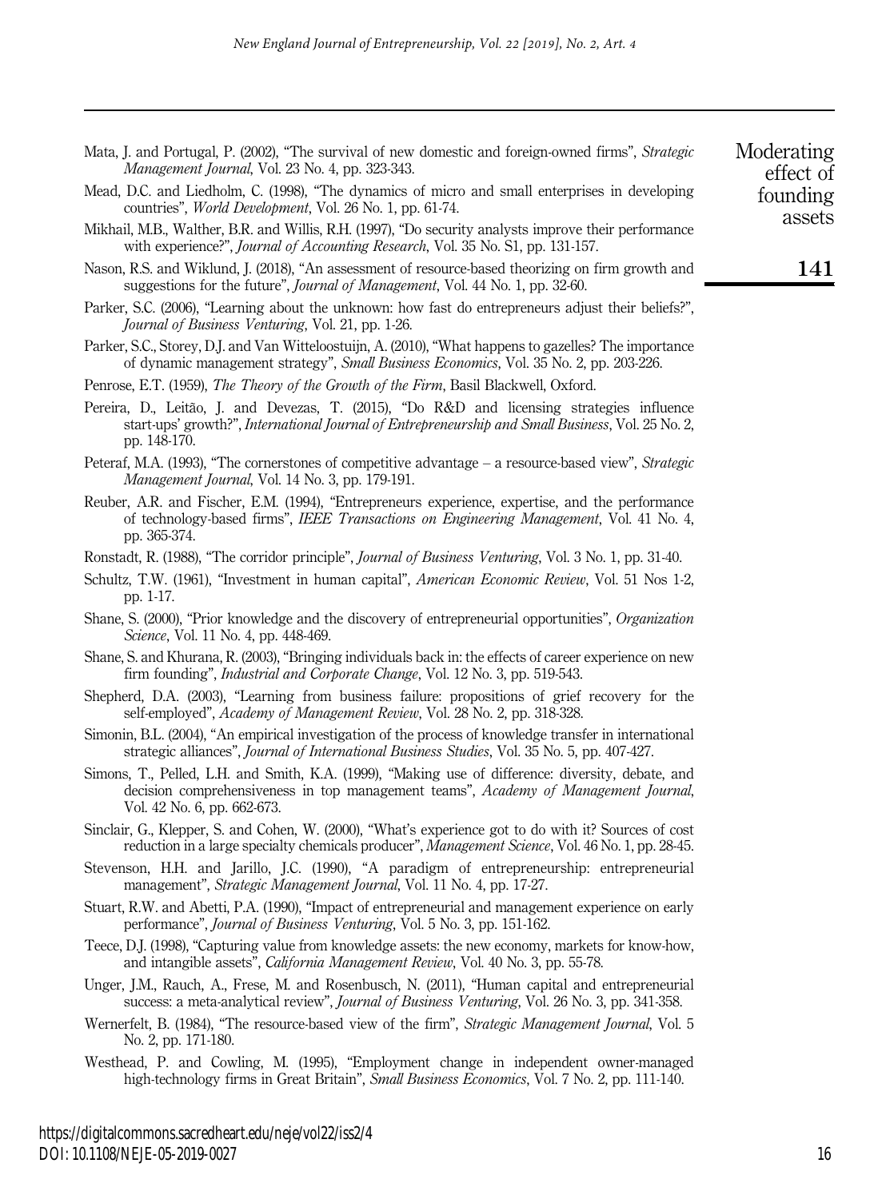Mata, J. and Portugal, P. (2002), "The survival of new domestic and foreign-owned firms", *Strategic Management Journal*, Vol. 23 No. 4, pp. 323-343.

Mead, D.C. and Liedholm, C. (1998), "The dynamics of micro and small enterprises in developing countries", *World Development*, Vol. 26 No. 1, pp. 61-74.

Mikhail, M.B., Walther, B.R. and Willis, R.H. (1997), "Do security analysts improve their performance with experience?", *Journal of Accounting Research*, Vol. 35 No. S1, pp. 131-157.

Nason, R.S. and Wiklund, J. (2018), "An assessment of resource-based theorizing on firm growth and suggestions for the future", *Journal of Management*, Vol. 44 No. 1, pp. 32-60.

Parker, S.C. (2006), "Learning about the unknown: how fast do entrepreneurs adjust their beliefs?", *Journal of Business Venturing*, Vol. 21, pp. 1-26.

Parker, S.C., Storey, D.J. and Van Witteloostuijn, A. (2010), "What happens to gazelles? The importance of dynamic management strategy", *Small Business Economics*, Vol. 35 No. 2, pp. 203-226.

Penrose, E.T. (1959), *The Theory of the Growth of the Firm*, Basil Blackwell, Oxford.

Pereira, D., Leitão, J. and Devezas, T. (2015), "Do R&D and licensing strategies influence start-ups' growth?", *International Journal of Entrepreneurship and Small Business*, Vol. 25 No. 2, pp. 148-170.

Peteraf, M.A. (1993), "The cornerstones of competitive advantage – a resource-based view", *Strategic Management Journal*, Vol. 14 No. 3, pp. 179-191.

Reuber, A.R. and Fischer, E.M. (1994), "Entrepreneurs experience, expertise, and the performance of technology-based firms", *IEEE Transactions on Engineering Management*, Vol. 41 No. 4, pp. 365-374.

Ronstadt, R. (1988), "The corridor principle", *Journal of Business Venturing*, Vol. 3 No. 1, pp. 31-40.

Schultz, T.W. (1961), "Investment in human capital", *American Economic Review*, Vol. 51 Nos 1-2, pp. 1-17.

Shane, S. (2000), "Prior knowledge and the discovery of entrepreneurial opportunities", *Organization Science*, Vol. 11 No. 4, pp. 448-469.

Shane, S. and Khurana, R. (2003), "Bringing individuals back in: the effects of career experience on new firm founding", *Industrial and Corporate Change*, Vol. 12 No. 3, pp. 519-543.

Shepherd, D.A. (2003), "Learning from business failure: propositions of grief recovery for the self-employed", *Academy of Management Review*, Vol. 28 No. 2, pp. 318-328.

Simonin, B.L. (2004), "An empirical investigation of the process of knowledge transfer in international strategic alliances", *Journal of International Business Studies*, Vol. 35 No. 5, pp. 407-427.

Simons, T., Pelled, L.H. and Smith, K.A. (1999), "Making use of difference: diversity, debate, and decision comprehensiveness in top management teams", *Academy of Management Journal*, Vol. 42 No. 6, pp. 662-673.

Sinclair, G., Klepper, S. and Cohen, W. (2000), "What's experience got to do with it? Sources of cost reduction in a large specialty chemicals producer", *Management Science*, Vol. 46 No. 1, pp. 28-45.

Stevenson, H.H. and Jarillo, J.C. (1990), "A paradigm of entrepreneurship: entrepreneurial management", *Strategic Management Journal*, Vol. 11 No. 4, pp. 17-27.

Stuart, R.W. and Abetti, P.A. (1990), "Impact of entrepreneurial and management experience on early performance", *Journal of Business Venturing*, Vol. 5 No. 3, pp. 151-162.

Teece, D.J. (1998), "Capturing value from knowledge assets: the new economy, markets for know-how, and intangible assets", *California Management Review*, Vol. 40 No. 3, pp. 55-78.

Unger, J.M., Rauch, A., Frese, M. and Rosenbusch, N. (2011), "Human capital and entrepreneurial success: a meta-analytical review", *Journal of Business Venturing*, Vol. 26 No. 3, pp. 341-358.

Wernerfelt, B. (1984), "The resource-based view of the firm", *Strategic Management Journal*, Vol. 5 No. 2, pp. 171-180.

Westhead, P. and Cowling, M. (1995), "Employment change in independent owner-managed high-technology firms in Great Britain", *Small Business Economics*, Vol. 7 No. 2, pp. 111-140.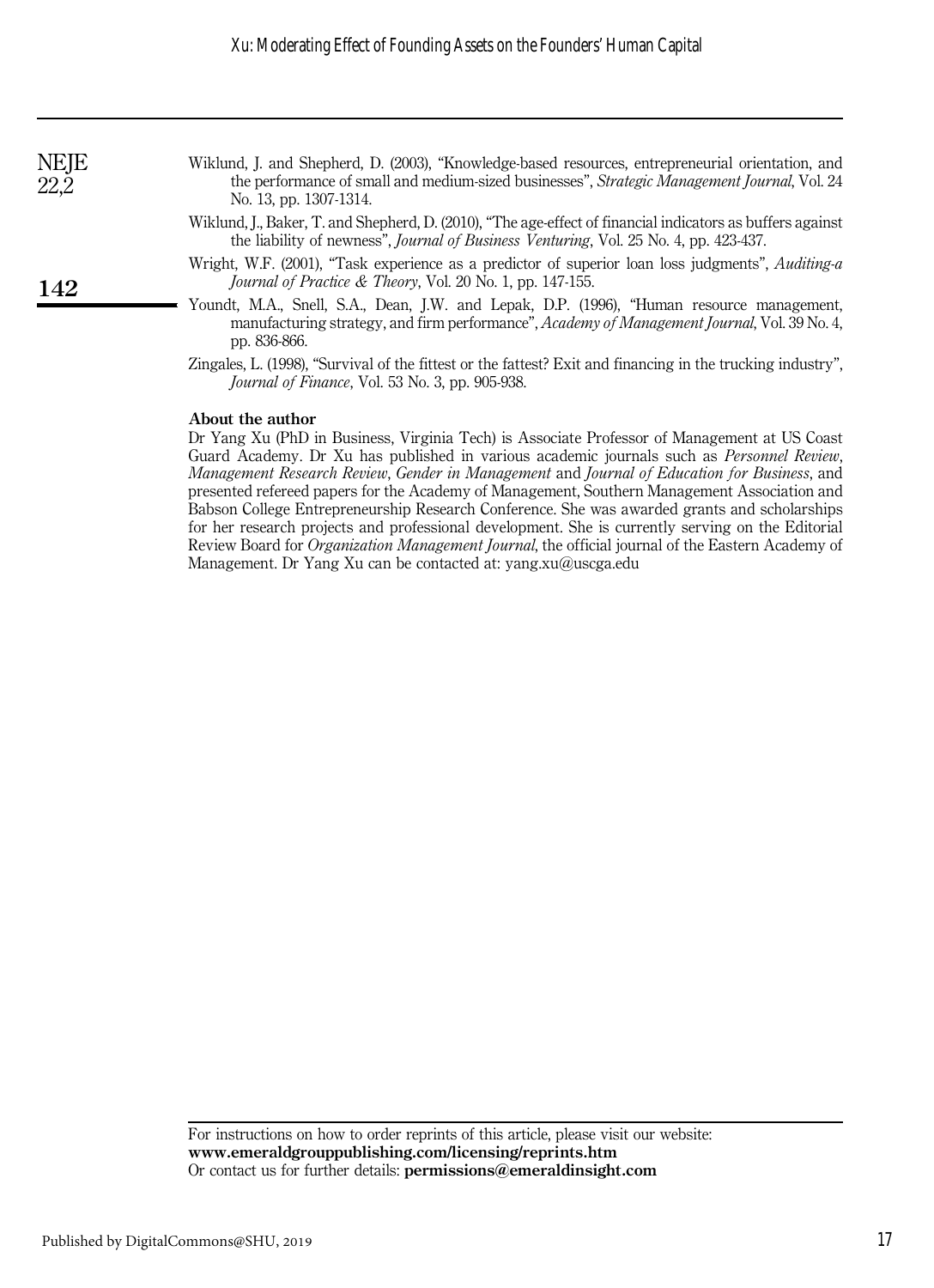Wiklund, J. and Shepherd, D. (2003), "Knowledge-based resources, entrepreneurial orientation, and the performance of small and medium-sized businesses", *Strategic Management Journal*, Vol. 24 No. 13, pp. 1307-1314.

Wiklund, J., Baker, T. and Shepherd, D. (2010), "The age-effect of financial indicators as buffers against the liability of newness", *Journal of Business Venturing*, Vol. 25 No. 4, pp. 423-437.

Wright, W.F. (2001), "Task experience as a predictor of superior loan loss judgments", *Auditing-a Journal of Practice & Theory*, Vol. 20 No. 1, pp. 147-155.

Youndt, M.A., Snell, S.A., Dean, J.W. and Lepak, D.P. (1996), "Human resource management, manufacturing strategy, and firm performance", *Academy of Management Journal*, Vol. 39 No. 4, pp. 836-866.

Zingales, L. (1998), "Survival of the fittest or the fattest? Exit and financing in the trucking industry", *Journal of Finance*, Vol. 53 No. 3, pp. 905-938.

**About the author**

Dr Yang Xu (PhD in Business, Virginia Tech) is Associate Professor of Management at US Coast Guard Academy. Dr Xu has published in various academic journals such as *Personnel Review*, *Management Research Review*, *Gender in Management* and *Journal of Education for Business*, and presented refereed papers for the Academy of Management, Southern Management Association and Babson College Entrepreneurship Research Conference. She was awarded grants and scholarships for her research projects and professional development. She is currently serving on the Editorial Review Board for *Organization Management Journal*, the official journal of the Eastern Academy of Management. Dr Yang Xu can be contacted at: yang.xu@uscga.edu

For instructions on how to order reprints of this article, please visit our website:
**www.emeraldgrouppublishing.com/licensing/reprints.htm**
Or contact us for further details: **permissions@emeraldinsight.com**